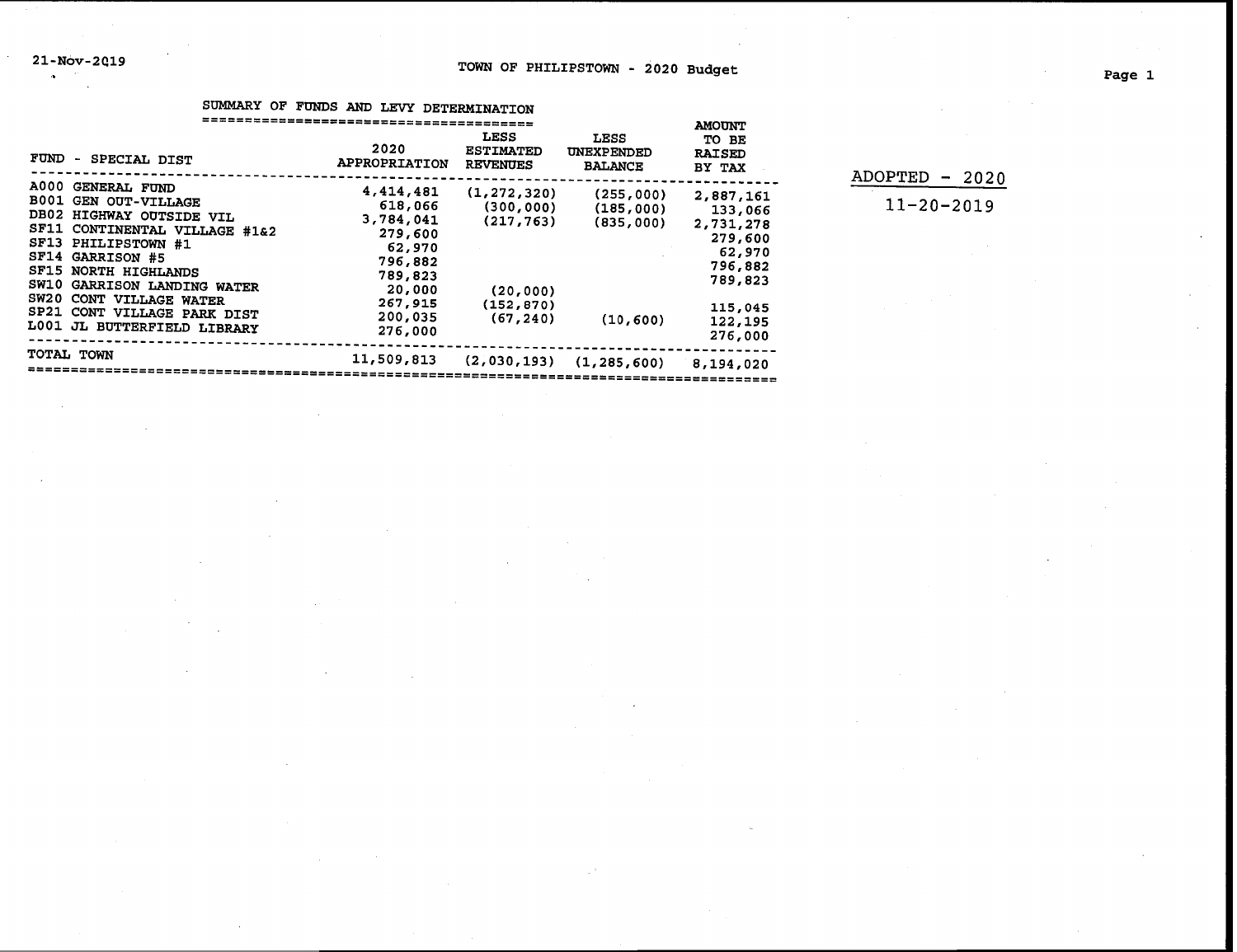## SUMMARY OF FUNDS AND LEVY DETERMINATION

| FUND - SPECIAL DIST | 2020 APPROPRIATION | LESS ESTIMATED REVENUES | LESS UNEXPENDED BALANCE | AMOUNT TO BE RAISED BY TAX |
|---|---|---|---|---|
| A000 GENERAL FUND | 4,414,481 | (1,272,320) | (255,000) | 2,887,161 |
| B001 GEN OUT-VILLAGE | 618,066 | (300,000) | (185,000) | 133,066 |
| DB02 HIGHWAY OUTSIDE VIL | 3,784,041 | (217,763) | (835,000) | 2,731,278 |
| SF11 CONTINENTAL VILLAGE #1&2 | 279,600 | | | 279,600 |
| SF13 PHILIPSTOWN #1 | 62,970 | | | 62,970 |
| SF14 GARRISON #5 | 796,882 | | | 796,882 |
| SF15 NORTH HIGHLANDS | 789,823 | | | 789,823 |
| SW10 GARRISON LANDING WATER | 20,000 | (20,000) | | |
| SW20 CONT VILLAGE WATER | 267,915 | (152,870) | | 115,045 |
| SP21 CONT VILLAGE PARK DIST | 200,035 | (67,240) | (10,600) | 122,195 |
| L001 JL BUTTERFIELD LIBRARY | 276,000 | | | 276,000 |
| TOTAL TOWN | 11,509,813 | (2,030,193) | (1,285,600) | 8,194,020 |

ADOPTED - 2020

11-20-2019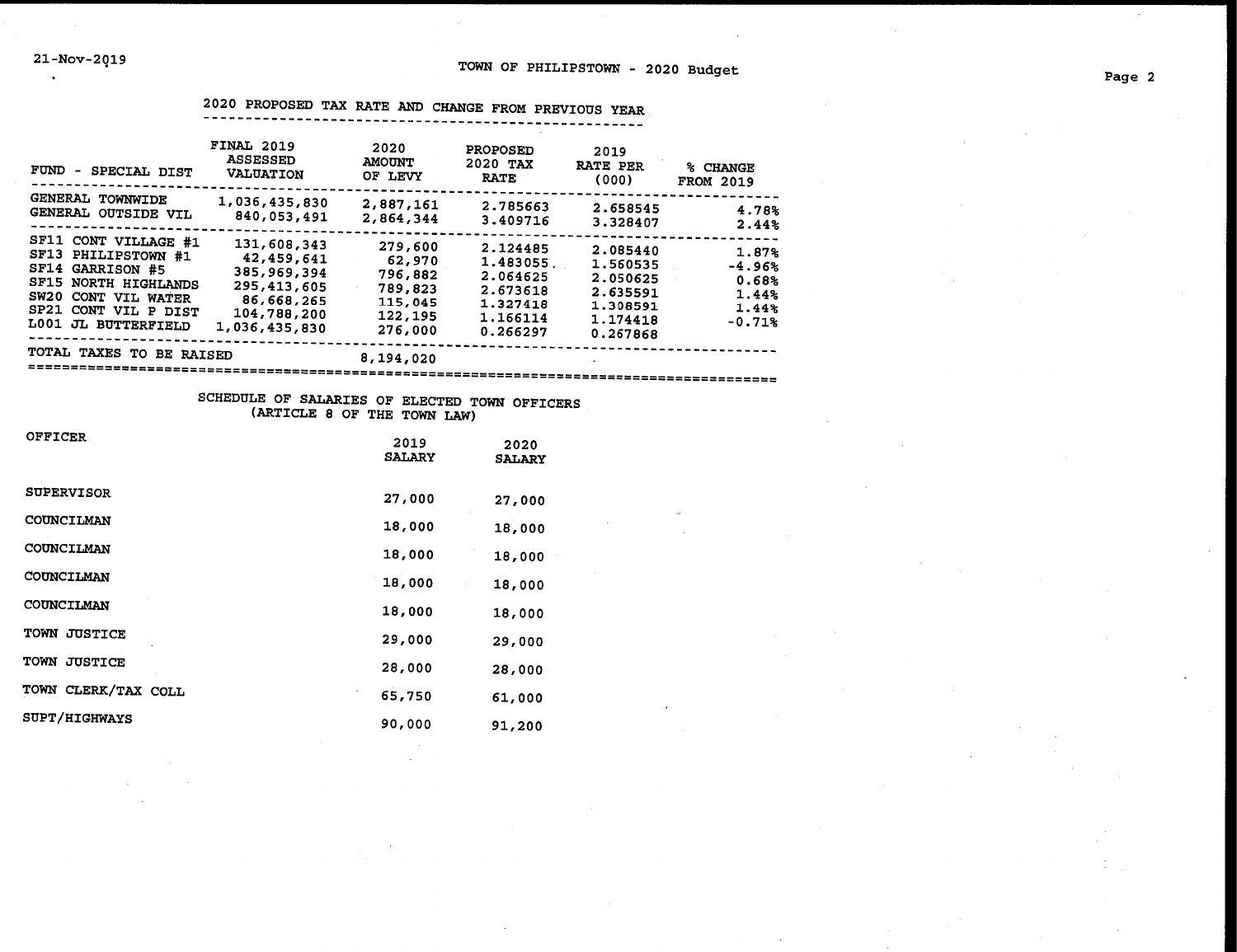21-Nov-2019

TOWN OF PHILIPSTOWN - 2020 Budget

## 2020 PROPOSED TAX RATE AND CHANGE FROM PREVIOUS YEAR

| FUND - SPECIAL DIST | FINAL 2019 ASSESSED VALUATION | 2020 AMOUNT OF LEVY | PROPOSED 2020 TAX RATE | 2019 RATE PER (000) | % CHANGE FROM 2019 |
|---|---|---|---|---|---|
| GENERAL TOWNWIDE | 1,036,435,830 | 2,887,161 | 2.785663 | 2.658545 | 4.78% |
| GENERAL OUTSIDE VIL | 840,053,491 | 2,864,344 | 3.409716 | 3.328407 | 2.44% |
| SF11 CONT VILLAGE #1 | 131,608,343 | 279,600 | 2.124485 | 2.085440 | 1.87% |
| SF13 PHILIPSTOWN #1 | 42,459,641 | 62,970 | 1.483055 | 1.560535 | -4.96% |
| SF14 GARRISON #5 | 385,969,394 | 796,882 | 2.064625 | 2.050625 | 0.68% |
| SF15 NORTH HIGHLANDS | 295,413,605 | 789,823 | 2.673618 | 2.635591 | 1.44% |
| SW20 CONT VIL WATER | 86,668,265 | 115,045 | 1.327418 | 1.308591 | 1.44% |
| SP21 CONT VIL P DIST | 104,788,200 | 122,195 | 1.166114 | 1.174418 | -0.71% |
| L001 JL BUTTERFIELD | 1,036,435,830 | 276,000 | 0.266297 | 0.267868 | |
| TOTAL TAXES TO BE RAISED | | 8,194,020 | | | |

## SCHEDULE OF SALARIES OF ELECTED TOWN OFFICERS (ARTICLE 8 OF THE TOWN LAW)

| OFFICER | 2019 SALARY | 2020 SALARY |
|---|---|---|
| SUPERVISOR | 27,000 | 27,000 |
| COUNCILMAN | 18,000 | 18,000 |
| COUNCILMAN | 18,000 | 18,000 |
| COUNCILMAN | 18,000 | 18,000 |
| COUNCILMAN | 18,000 | 18,000 |
| TOWN JUSTICE | 29,000 | 29,000 |
| TOWN JUSTICE | 28,000 | 28,000 |
| TOWN CLERK/TAX COLL | 65,750 | 61,000 |
| SUPT/HIGHWAYS | 90,000 | 91,200 |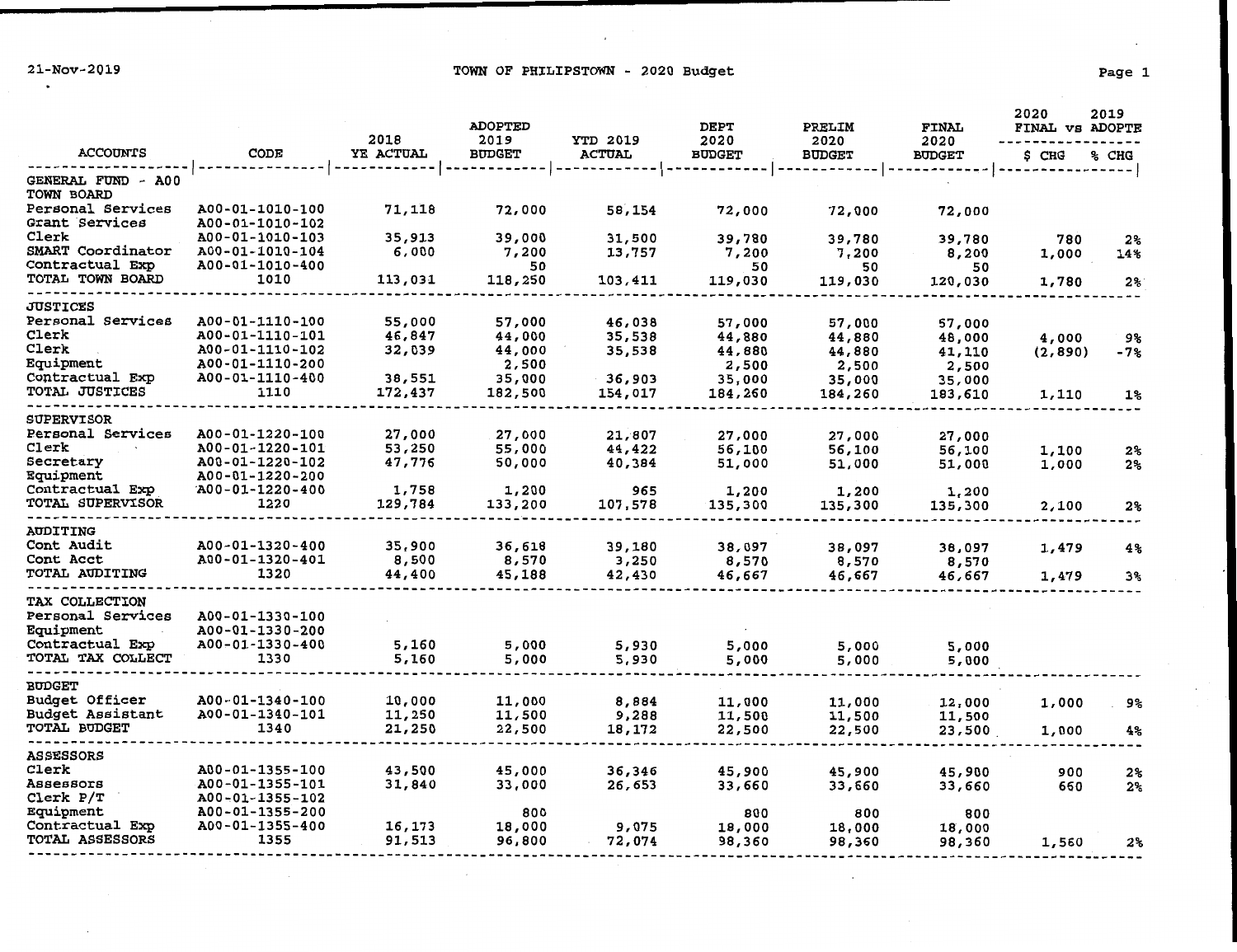# TOWN OF PHILIPSTOWN - 2020 Budget

| ACCOUNTS | CODE | 2018 YE ACTUAL | ADOPTED 2019 BUDGET | YTD 2019 ACTUAL | DEPT 2020 BUDGET | PRELIM 2020 BUDGET | FINAL 2020 BUDGET | 2020 FINAL vs 2019 ADOPTE $ CHG | % CHG |
|---|---|---|---|---|---|---|---|---|---|
| **GENERAL FUND - A00** | | | | | | | | | |
| **TOWN BOARD** | | | | | | | | | |
| Personal Services | A00-01-1010-100 | 71,118 | 72,000 | 58,154 | 72,000 | 72,000 | 72,000 | | |
| Grant Services | A00-01-1010-102 | | | | | | | | |
| Clerk | A00-01-1010-103 | 35,913 | 39,000 | 31,500 | 39,780 | 39,780 | 39,780 | 780 | 2% |
| SMART Coordinator | A00-01-1010-104 | 6,000 | 7,200 | 13,757 | 7,200 | 7,200 | 8,200 | 1,000 | 14% |
| Contractual Exp | A00-01-1010-400 | | 50 | | 50 | 50 | 50 | | |
| TOTAL TOWN BOARD | 1010 | 113,031 | 118,250 | 103,411 | 119,030 | 119,030 | 120,030 | 1,780 | 2% |
| **JUSTICES** | | | | | | | | | |
| Personal Services | A00-01-1110-100 | 55,000 | 57,000 | 46,038 | 57,000 | 57,000 | 57,000 | | |
| Clerk | A00-01-1110-101 | 46,847 | 44,000 | 35,538 | 44,880 | 44,880 | 48,000 | 4,000 | 9% |
| Clerk | A00-01-1110-102 | 32,039 | 44,000 | 35,538 | 44,880 | 44,880 | 41,110 | (2,890) | -7% |
| Equipment | A00-01-1110-200 | | 2,500 | | 2,500 | 2,500 | 2,500 | | |
| Contractual Exp | A00-01-1110-400 | 38,551 | 35,000 | 36,903 | 35,000 | 35,000 | 35,000 | | |
| TOTAL JUSTICES | 1110 | 172,437 | 182,500 | 154,017 | 184,260 | 184,260 | 183,610 | 1,110 | 1% |
| **SUPERVISOR** | | | | | | | | | |
| Personal Services | A00-01-1220-100 | 27,000 | 27,000 | 21,807 | 27,000 | 27,000 | 27,000 | | |
| Clerk | A00-01-1220-101 | 53,250 | 55,000 | 44,422 | 56,100 | 56,100 | 56,100 | 1,100 | 2% |
| Secretary | A00-01-1220-102 | 47,776 | 50,000 | 40,384 | 51,000 | 51,000 | 51,000 | 1,000 | 2% |
| Equipment | A00-01-1220-200 | | | | | | | | |
| Contractual Exp | A00-01-1220-400 | 1,758 | 1,200 | 965 | 1,200 | 1,200 | 1,200 | | |
| TOTAL SUPERVISOR | 1220 | 129,784 | 133,200 | 107,578 | 135,300 | 135,300 | 135,300 | 2,100 | 2% |
| **AUDITING** | | | | | | | | | |
| Cont Audit | A00-01-1320-400 | 35,900 | 36,618 | 39,180 | 38,097 | 38,097 | 38,097 | 1,479 | 4% |
| Cont Acct | A00-01-1320-401 | 8,500 | 8,570 | 3,250 | 8,570 | 8,570 | 8,570 | | |
| TOTAL AUDITING | 1320 | 44,400 | 45,188 | 42,430 | 46,667 | 46,667 | 46,667 | 1,479 | 3% |
| **TAX COLLECTION** | | | | | | | | | |
| Personal Services | A00-01-1330-100 | | | | | | | | |
| Equipment | A00-01-1330-200 | | | | | | | | |
| Contractual Exp | A00-01-1330-400 | 5,160 | 5,000 | 5,930 | 5,000 | 5,000 | 5,000 | | |
| TOTAL TAX COLLECT | 1330 | 5,160 | 5,000 | 5,930 | 5,000 | 5,000 | 5,000 | | |
| **BUDGET** | | | | | | | | | |
| Budget Officer | A00-01-1340-100 | 10,000 | 11,000 | 8,884 | 11,000 | 11,000 | 12,000 | 1,000 | 9% |
| Budget Assistant | A00-01-1340-101 | 11,250 | 11,500 | 9,288 | 11,500 | 11,500 | 11,500 | | |
| TOTAL BUDGET | 1340 | 21,250 | 22,500 | 18,172 | 22,500 | 22,500 | 23,500 | 1,000 | 4% |
| **ASSESSORS** | | | | | | | | | |
| Clerk | A00-01-1355-100 | 43,500 | 45,000 | 36,346 | 45,900 | 45,900 | 45,900 | 900 | 2% |
| Assessors | A00-01-1355-101 | 31,840 | 33,000 | 26,653 | 33,660 | 33,660 | 33,660 | 660 | 2% |
| Clerk P/T | A00-01-1355-102 | | | | | | | | |
| Equipment | A00-01-1355-200 | | 800 | | 800 | 800 | 800 | | |
| Contractual Exp | A00-01-1355-400 | 16,173 | 18,000 | 9,075 | 18,000 | 18,000 | 18,000 | | |
| TOTAL ASSESSORS | 1355 | 91,513 | 96,800 | 72,074 | 98,360 | 98,360 | 98,360 | 1,560 | 2% |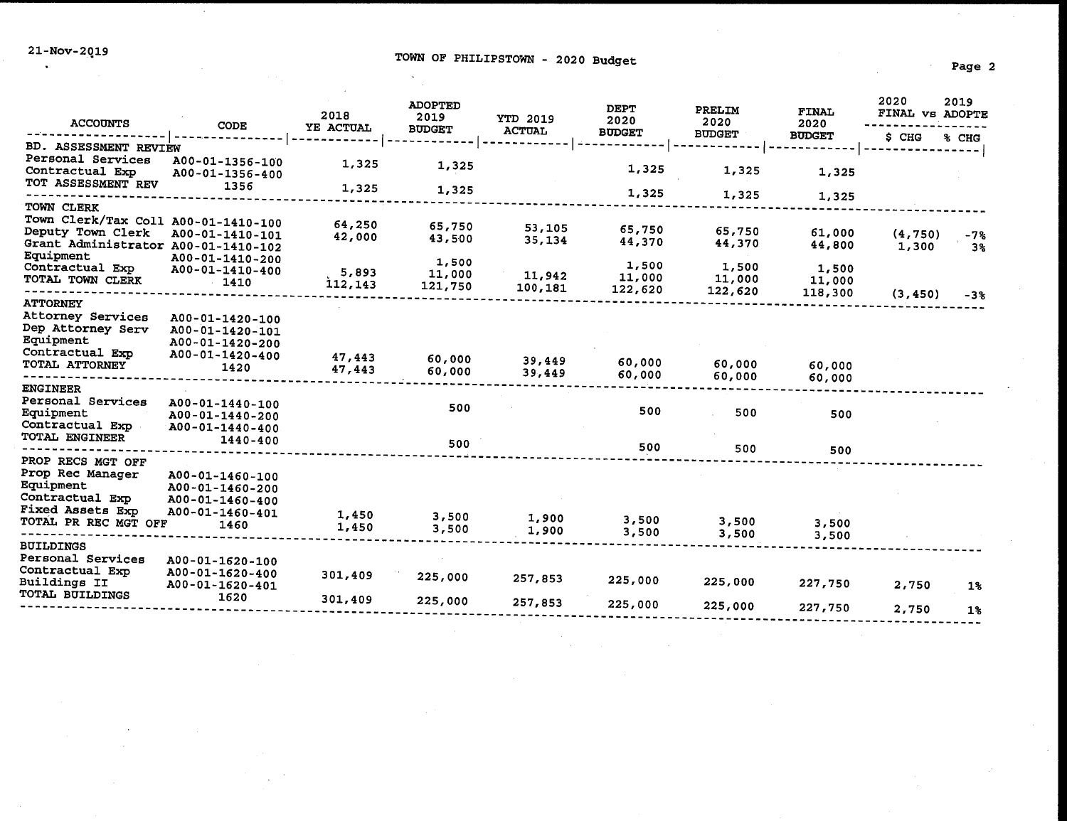# TOWN OF PHILIPSTOWN - 2020 Budget

21-Nov-2019

| ACCOUNTS | CODE | 2018 YE ACTUAL | ADOPTED 2019 BUDGET | YTD 2019 ACTUAL | DEPT 2020 BUDGET | PRELIM 2020 BUDGET | FINAL 2020 BUDGET | 2020 FINAL vs 2019 ADOPTE $ CHG | % CHG |
|---|---|---|---|---|---|---|---|---|---|
| **BD. ASSESSMENT REVIEW** | | | | | | | | | |
| Personal Services | A00-01-1356-100 | 1,325 | 1,325 | | 1,325 | 1,325 | 1,325 | | |
| Contractual Exp | A00-01-1356-400 | | | | | | | | |
| TOT ASSESSMENT REV | 1356 | 1,325 | 1,325 | | 1,325 | 1,325 | 1,325 | | |
| **TOWN CLERK** | | | | | | | | | |
| Town Clerk/Tax Coll | A00-01-1410-100 | 64,250 | 65,750 | 53,105 | 65,750 | 65,750 | 61,000 | (4,750) | -7% |
| Deputy Town Clerk | A00-01-1410-101 | 42,000 | 43,500 | 35,134 | 44,370 | 44,370 | 44,800 | 1,300 | 3% |
| Grant Administrator | A00-01-1410-102 | | | | | | | | |
| Equipment | A00-01-1410-200 | | 1,500 | | 1,500 | 1,500 | 1,500 | | |
| Contractual Exp | A00-01-1410-400 | 5,893 | 11,000 | 11,942 | 11,000 | 11,000 | 11,000 | | |
| TOTAL TOWN CLERK | 1410 | 112,143 | 121,750 | 100,181 | 122,620 | 122,620 | 118,300 | (3,450) | -3% |
| **ATTORNEY** | | | | | | | | | |
| Attorney Services | A00-01-1420-100 | | | | | | | | |
| Dep Attorney Serv | A00-01-1420-101 | | | | | | | | |
| Equipment | A00-01-1420-200 | | | | | | | | |
| Contractual Exp | A00-01-1420-400 | 47,443 | 60,000 | 39,449 | 60,000 | 60,000 | 60,000 | | |
| TOTAL ATTORNEY | 1420 | 47,443 | 60,000 | 39,449 | 60,000 | 60,000 | 60,000 | | |
| **ENGINEER** | | | | | | | | | |
| Personal Services | A00-01-1440-100 | | 500 | | 500 | 500 | 500 | | |
| Equipment | A00-01-1440-200 | | | | | | | | |
| Contractual Exp | A00-01-1440-400 | | | | | | | | |
| TOTAL ENGINEER | 1440-400 | | 500 | | 500 | 500 | 500 | | |
| **PROP RECS MGT OFF** | | | | | | | | | |
| Prop Rec Manager | A00-01-1460-100 | | | | | | | | |
| Equipment | A00-01-1460-200 | | | | | | | | |
| Contractual Exp | A00-01-1460-400 | | | | | | | | |
| Fixed Assets Exp | A00-01-1460-401 | 1,450 | 3,500 | 1,900 | 3,500 | 3,500 | 3,500 | | |
| TOTAL PR REC MGT OFF | 1460 | 1,450 | 3,500 | 1,900 | 3,500 | 3,500 | 3,500 | | |
| **BUILDINGS** | | | | | | | | | |
| Personal Services | A00-01-1620-100 | | | | | | | | |
| Contractual Exp | A00-01-1620-400 | 301,409 | 225,000 | 257,853 | 225,000 | 225,000 | 227,750 | 2,750 | 1% |
| Buildings II | A00-01-1620-401 | | | | | | | | |
| TOTAL BUILDINGS | 1620 | 301,409 | 225,000 | 257,853 | 225,000 | 225,000 | 227,750 | 2,750 | 1% |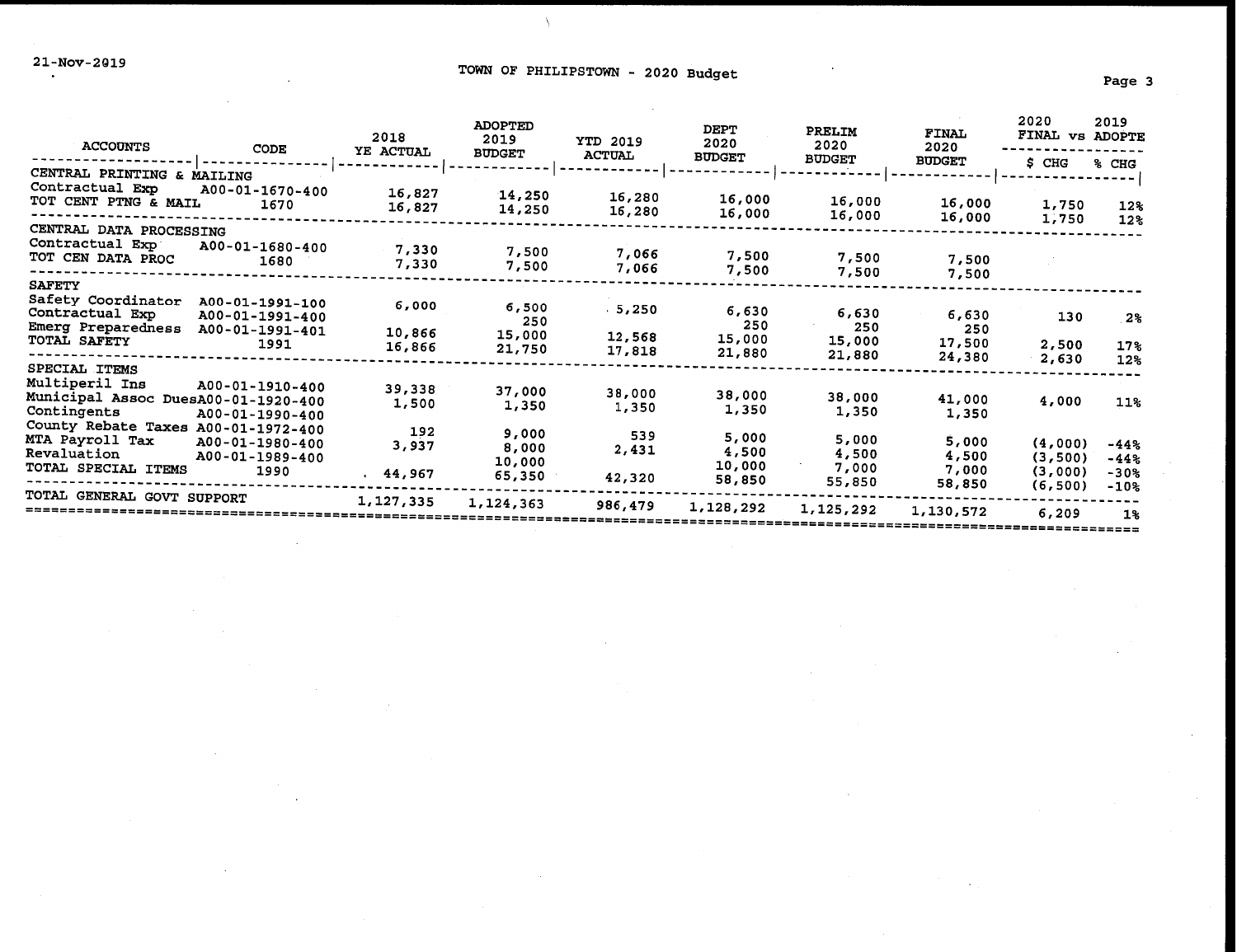# TOWN OF PHILIPSTOWN - 2020 Budget

21-Nov-2019

| ACCOUNTS | CODE | 2018 YE ACTUAL | ADOPTED 2019 BUDGET | YTD 2019 ACTUAL | DEPT 2020 BUDGET | PRELIM 2020 BUDGET | FINAL 2020 BUDGET | 2020 FINAL vs 2019 ADOPTE $ CHG | % CHG |
|---|---|---|---|---|---|---|---|---|---|
| **CENTRAL PRINTING & MAILING** | | | | | | | | | |
| Contractual Exp | A00-01-1670-400 | 16,827 | 14,250 | 16,280 | 16,000 | 16,000 | 16,000 | 1,750 | 12% |
| TOT CENT PTNG & MAIL | 1670 | 16,827 | 14,250 | 16,280 | 16,000 | 16,000 | 16,000 | 1,750 | 12% |
| **CENTRAL DATA PROCESSING** | | | | | | | | | |
| Contractual Exp | A00-01-1680-400 | 7,330 | 7,500 | 7,066 | 7,500 | 7,500 | 7,500 | | |
| TOT CEN DATA PROC | 1680 | 7,330 | 7,500 | 7,066 | 7,500 | 7,500 | 7,500 | | |
| **SAFETY** | | | | | | | | | |
| Safety Coordinator | A00-01-1991-100 | 6,000 | 6,500 | 5,250 | 6,630 | 6,630 | 6,630 | 130 | 2% |
| Contractual Exp | A00-01-1991-400 | | 250 | | 250 | 250 | 250 | | |
| Emerg Preparedness | A00-01-1991-401 | 10,866 | 15,000 | 12,568 | 15,000 | 15,000 | 17,500 | 2,500 | 17% |
| TOTAL SAFETY | 1991 | 16,866 | 21,750 | 17,818 | 21,880 | 21,880 | 24,380 | 2,630 | 12% |
| **SPECIAL ITEMS** | | | | | | | | | |
| Multiperil Ins | A00-01-1910-400 | 39,338 | 37,000 | 38,000 | 38,000 | 38,000 | 41,000 | 4,000 | 11% |
| Municipal Assoc Dues | A00-01-1920-400 | 1,500 | 1,350 | 1,350 | 1,350 | 1,350 | 1,350 | | |
| Contingents | A00-01-1990-400 | | | | | | | | |
| County Rebate Taxes | A00-01-1972-400 | 192 | 9,000 | 539 | 5,000 | 5,000 | 5,000 | (4,000) | -44% |
| MTA Payroll Tax | A00-01-1980-400 | 3,937 | 8,000 | 2,431 | 4,500 | 4,500 | 4,500 | (3,500) | -44% |
| Revaluation | A00-01-1989-400 | | 10,000 | | 10,000 | 7,000 | 7,000 | (3,000) | -30% |
| TOTAL SPECIAL ITEMS | 1990 | 44,967 | 65,350 | 42,320 | 58,850 | 55,850 | 58,850 | (6,500) | -10% |
| **TOTAL GENERAL GOVT SUPPORT** | | 1,127,335 | 1,124,363 | 986,479 | 1,128,292 | 1,125,292 | 1,130,572 | 6,209 | 1% |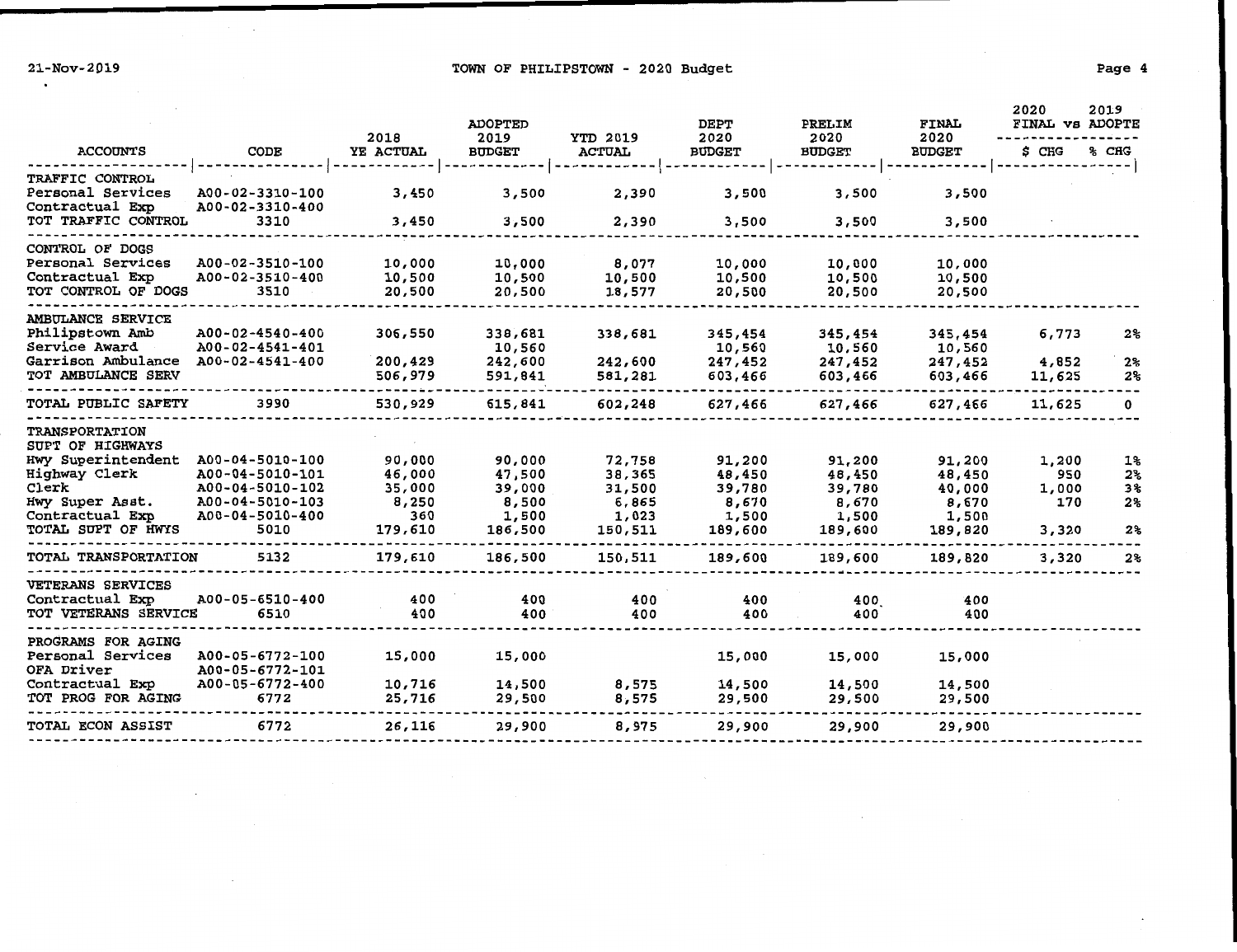# TOWN OF PHILIPSTOWN - 2020 Budget

21-Nov-2019

| ACCOUNTS | CODE | 2018 YE ACTUAL | ADOPTED 2019 BUDGET | YTD 2019 ACTUAL | DEPT 2020 BUDGET | PRELIM 2020 BUDGET | FINAL 2020 BUDGET | 2020 FINAL vs 2019 ADOPTE $ CHG | % CHG |
|---|---|---|---|---|---|---|---|---|---|
| TRAFFIC CONTROL | | | | | | | | | |
| Personal Services | A00-02-3310-100 | 3,450 | 3,500 | 2,390 | 3,500 | 3,500 | 3,500 | | |
| Contractual Exp | A00-02-3310-400 | | | | | | | | |
| TOT TRAFFIC CONTROL | 3310 | 3,450 | 3,500 | 2,390 | 3,500 | 3,500 | 3,500 | | |
| CONTROL OF DOGS | | | | | | | | | |
| Personal Services | A00-02-3510-100 | 10,000 | 10,000 | 8,077 | 10,000 | 10,000 | 10,000 | | |
| Contractual Exp | A00-02-3510-400 | 10,500 | 10,500 | 10,500 | 10,500 | 10,500 | 10,500 | | |
| TOT CONTROL OF DOGS | 3510 | 20,500 | 20,500 | 18,577 | 20,500 | 20,500 | 20,500 | | |
| AMBULANCE SERVICE | | | | | | | | | |
| Philipstown Amb | A00-02-4540-400 | 306,550 | 338,681 | 338,681 | 345,454 | 345,454 | 345,454 | 6,773 | 2% |
| Service Award | A00-02-4541-401 | | 10,560 | | 10,560 | 10,560 | 10,560 | | |
| Garrison Ambulance | A00-02-4541-400 | 200,429 | 242,600 | 242,600 | 247,452 | 247,452 | 247,452 | 4,852 | 2% |
| TOT AMBULANCE SERV | | 506,979 | 591,841 | 581,281 | 603,466 | 603,466 | 603,466 | 11,625 | 2% |
| TOTAL PUBLIC SAFETY | 3990 | 530,929 | 615,841 | 602,248 | 627,466 | 627,466 | 627,466 | 11,625 | 0 |
| TRANSPORTATION | | | | | | | | | |
| SUPT OF HIGHWAYS | | | | | | | | | |
| Hwy Superintendent | A00-04-5010-100 | 90,000 | 90,000 | 72,758 | 91,200 | 91,200 | 91,200 | 1,200 | 1% |
| Highway Clerk | A00-04-5010-101 | 46,000 | 47,500 | 38,365 | 48,450 | 48,450 | 48,450 | 950 | 2% |
| Clerk | A00-04-5010-102 | 35,000 | 39,000 | 31,500 | 39,780 | 39,780 | 40,000 | 1,000 | 3% |
| Hwy Super Asst. | A00-04-5010-103 | 8,250 | 8,500 | 6,865 | 8,670 | 8,670 | 8,670 | 170 | 2% |
| Contractual Exp | A00-04-5010-400 | 360 | 1,500 | 1,023 | 1,500 | 1,500 | 1,500 | | |
| TOTAL SUPT OF HWYS | 5010 | 179,610 | 186,500 | 150,511 | 189,600 | 189,600 | 189,820 | 3,320 | 2% |
| TOTAL TRANSPORTATION | 5132 | 179,610 | 186,500 | 150,511 | 189,600 | 189,600 | 189,820 | 3,320 | 2% |
| VETERANS SERVICES | | | | | | | | | |
| Contractual Exp | A00-05-6510-400 | 400 | 400 | 400 | 400 | 400 | 400 | | |
| TOT VETERANS SERVICE | 6510 | 400 | 400 | 400 | 400 | 400 | 400 | | |
| PROGRAMS FOR AGING | | | | | | | | | |
| Personal Services | A00-05-6772-100 | 15,000 | 15,000 | | 15,000 | 15,000 | 15,000 | | |
| OFA Driver | A00-05-6772-101 | | | | | | | | |
| Contractual Exp | A00-05-6772-400 | 10,716 | 14,500 | 8,575 | 14,500 | 14,500 | 14,500 | | |
| TOT PROG FOR AGING | 6772 | 25,716 | 29,500 | 8,575 | 29,500 | 29,500 | 29,500 | | |
| TOTAL ECON ASSIST | 6772 | 26,116 | 29,900 | 8,975 | 29,900 | 29,900 | 29,900 | | |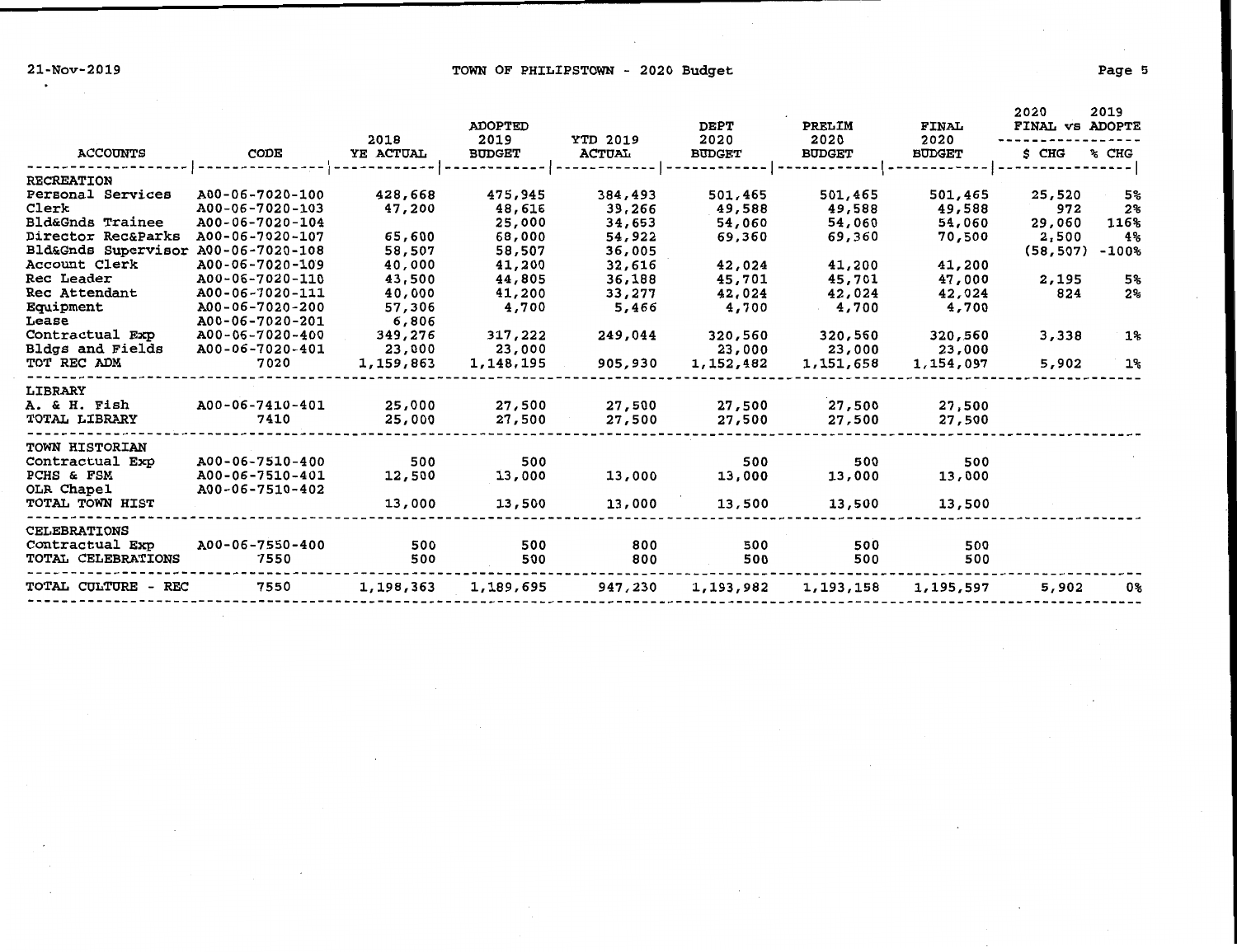# TOWN OF PHILIPSTOWN - 2020 Budget

21-Nov-2019

| ACCOUNTS | CODE | 2018 YE ACTUAL | ADOPTED 2019 BUDGET | YTD 2019 ACTUAL | DEPT 2020 BUDGET | PRELIM 2020 BUDGET | FINAL 2020 BUDGET | 2020 FINAL vs 2019 ADOPTE $ CHG | % CHG |
|---|---|---|---|---|---|---|---|---|---|
| RECREATION | | | | | | | | | |
| Personal Services | A00-06-7020-100 | 428,668 | 475,945 | 384,493 | 501,465 | 501,465 | 501,465 | 25,520 | 5% |
| Clerk | A00-06-7020-103 | 47,200 | 48,616 | 39,266 | 49,588 | 49,588 | 49,588 | 972 | 2% |
| Bld&Gnds Trainee | A00-06-7020-104 | | 25,000 | 34,653 | 54,060 | 54,060 | 54,060 | 29,060 | 116% |
| Director Rec&Parks | A00-06-7020-107 | 65,600 | 68,000 | 54,922 | 69,360 | 69,360 | 70,500 | 2,500 | 4% |
| Bld&Gnds Supervisor | A00-06-7020-108 | 58,507 | 58,507 | 36,005 | | | | (58,507) | -100% |
| Account Clerk | A00-06-7020-109 | 40,000 | 41,200 | 32,616 | 42,024 | 41,200 | 41,200 | | |
| Rec Leader | A00-06-7020-110 | 43,500 | 44,805 | 36,188 | 45,701 | 45,701 | 47,000 | 2,195 | 5% |
| Rec Attendant | A00-06-7020-111 | 40,000 | 41,200 | 33,277 | 42,024 | 42,024 | 42,024 | 824 | 2% |
| Equipment | A00-06-7020-200 | 57,306 | 4,700 | 5,466 | 4,700 | 4,700 | 4,700 | | |
| Lease | A00-06-7020-201 | 6,806 | | | | | | | |
| Contractual Exp | A00-06-7020-400 | 349,276 | 317,222 | 249,044 | 320,560 | 320,560 | 320,560 | 3,338 | 1% |
| Bldgs and Fields | A00-06-7020-401 | 23,000 | 23,000 | | 23,000 | 23,000 | 23,000 | | |
| TOT REC ADM | 7020 | 1,159,863 | 1,148,195 | 905,930 | 1,152,482 | 1,151,658 | 1,154,097 | 5,902 | 1% |
| LIBRARY | | | | | | | | | |
| A. & H. Fish | A00-06-7410-401 | 25,000 | 27,500 | 27,500 | 27,500 | 27,500 | 27,500 | | |
| TOTAL LIBRARY | 7410 | 25,000 | 27,500 | 27,500 | 27,500 | 27,500 | 27,500 | | |
| TOWN HISTORIAN | | | | | | | | | |
| Contractual Exp | A00-06-7510-400 | 500 | 500 | | 500 | 500 | 500 | | |
| PCHS & FSM | A00-06-7510-401 | 12,500 | 13,000 | 13,000 | 13,000 | 13,000 | 13,000 | | |
| OLR Chapel | A00-06-7510-402 | | | | | | | | |
| TOTAL TOWN HIST | | 13,000 | 13,500 | 13,000 | 13,500 | 13,500 | 13,500 | | |
| CELEBRATIONS | | | | | | | | | |
| Contractual Exp | A00-06-7550-400 | 500 | 500 | 800 | 500 | 500 | 500 | | |
| TOTAL CELEBRATIONS | 7550 | 500 | 500 | 800 | 500 | 500 | 500 | | |
| TOTAL CULTURE - REC | 7550 | 1,198,363 | 1,189,695 | 947,230 | 1,193,982 | 1,193,158 | 1,195,597 | 5,902 | 0% |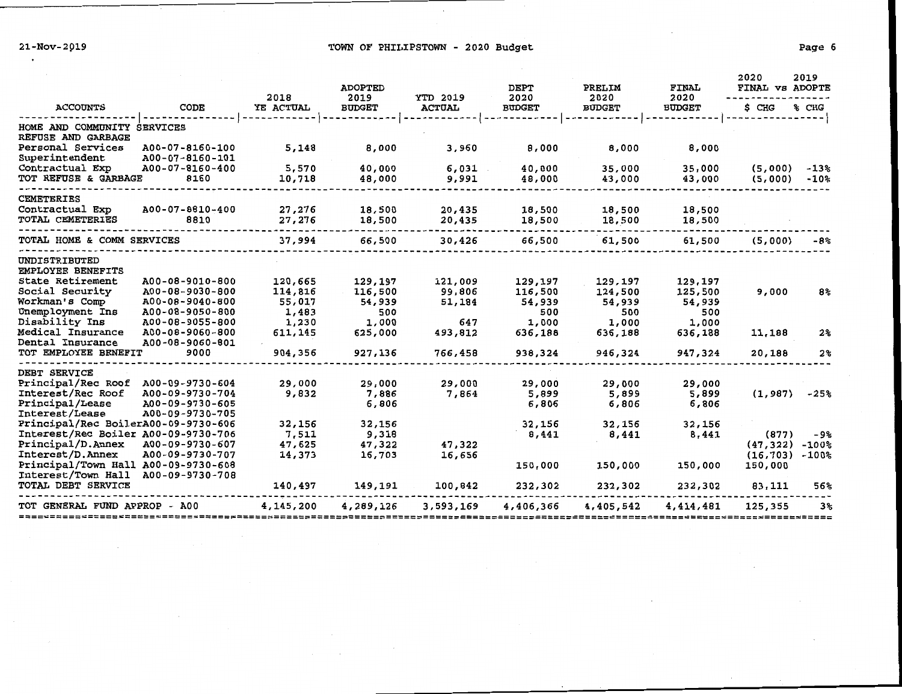21-Nov-2019

# TOWN OF PHILIPSTOWN - 2020 Budget

| ACCOUNTS | CODE | 2018 YE ACTUAL | ADOPTED 2019 BUDGET | YTD 2019 ACTUAL | DEPT 2020 BUDGET | PRELIM 2020 BUDGET | FINAL 2020 BUDGET | 2020 FINAL vs 2019 ADOPTE $ CHG | % CHG |
|---|---|---|---|---|---|---|---|---|---|
| HOME AND COMMUNITY SERVICES | | | | | | | | | |
| REFUSE AND GARBAGE | | | | | | | | | |
| Personal Services | A00-07-8160-100 | 5,148 | 8,000 | 3,960 | 8,000 | 8,000 | 8,000 | | |
| Superintendent | A00-07-8160-101 | | | | | | | | |
| Contractual Exp | A00-07-8160-400 | 5,570 | 40,000 | 6,031 | 40,000 | 35,000 | 35,000 | (5,000) | -13% |
| TOT REFUSE & GARBAGE | 8160 | 10,718 | 48,000 | 9,991 | 48,000 | 43,000 | 43,000 | (5,000) | -10% |
| CEMETERIES | | | | | | | | | |
| Contractual Exp | A00-07-8810-400 | 27,276 | 18,500 | 20,435 | 18,500 | 18,500 | 18,500 | | |
| TOTAL CEMETERIES | 8810 | 27,276 | 18,500 | 20,435 | 18,500 | 18,500 | 18,500 | | |
| TOTAL HOME & COMM SERVICES | | 37,994 | 66,500 | 30,426 | 66,500 | 61,500 | 61,500 | (5,000) | -8% |
| UNDISTRIBUTED | | | | | | | | | |
| EMPLOYEE BENEFITS | | | | | | | | | |
| State Retirement | A00-08-9010-800 | 120,665 | 129,197 | 121,009 | 129,197 | 129,197 | 129,197 | | |
| Social Security | A00-08-9030-800 | 114,816 | 116,500 | 99,806 | 116,500 | 124,500 | 125,500 | 9,000 | 8% |
| Workman's Comp | A00-08-9040-800 | 55,017 | 54,939 | 51,184 | 54,939 | 54,939 | 54,939 | | |
| Unemployment Ins | A00-08-9050-800 | 1,483 | 500 | | 500 | 500 | 500 | | |
| Disability Ins | A00-08-9055-800 | 1,230 | 1,000 | 647 | 1,000 | 1,000 | 1,000 | | |
| Medical Insurance | A00-08-9060-800 | 611,145 | 625,000 | 493,812 | 636,188 | 636,188 | 636,188 | 11,188 | 2% |
| Dental Insurance | A00-08-9060-801 | | | | | | | | |
| TOT EMPLOYEE BENEFIT | 9000 | 904,356 | 927,136 | 766,458 | 938,324 | 946,324 | 947,324 | 20,188 | 2% |
| DEBT SERVICE | | | | | | | | | |
| Principal/Rec Roof | A00-09-9730-604 | 29,000 | 29,000 | 29,000 | 29,000 | 29,000 | 29,000 | | |
| Interest/Rec Roof | A00-09-9730-704 | 9,832 | 7,886 | 7,864 | 5,899 | 5,899 | 5,899 | (1,987) | -25% |
| Principal/Lease | A00-09-9730-605 | | 6,806 | | 6,806 | 6,806 | 6,806 | | |
| Interest/Lease | A00-09-9730-705 | | | | | | | | |
| Principal/Rec Boiler | A00-09-9730-606 | 32,156 | 32,156 | | 32,156 | 32,156 | 32,156 | | |
| Interest/Rec Boiler | A00-09-9730-706 | 7,511 | 9,318 | | 8,441 | 8,441 | 8,441 | (877) | -9% |
| Principal/D.Annex | A00-09-9730-607 | 47,625 | 47,322 | 47,322 | | | | (47,322) | -100% |
| Interest/D.Annex | A00-09-9730-707 | 14,373 | 16,703 | 16,656 | | | | (16,703) | -100% |
| Principal/Town Hall | A00-09-9730-608 | | | | 150,000 | 150,000 | 150,000 | 150,000 | |
| Interest/Town Hall | A00-09-9730-708 | | | | | | | | |
| TOTAL DEBT SERVICE | | 140,497 | 149,191 | 100,842 | 232,302 | 232,302 | 232,302 | 83,111 | 56% |
| TOT GENERAL FUND APPROP - A00 | | 4,145,200 | 4,289,126 | 3,593,169 | 4,406,366 | 4,405,542 | 4,414,481 | 125,355 | 3% |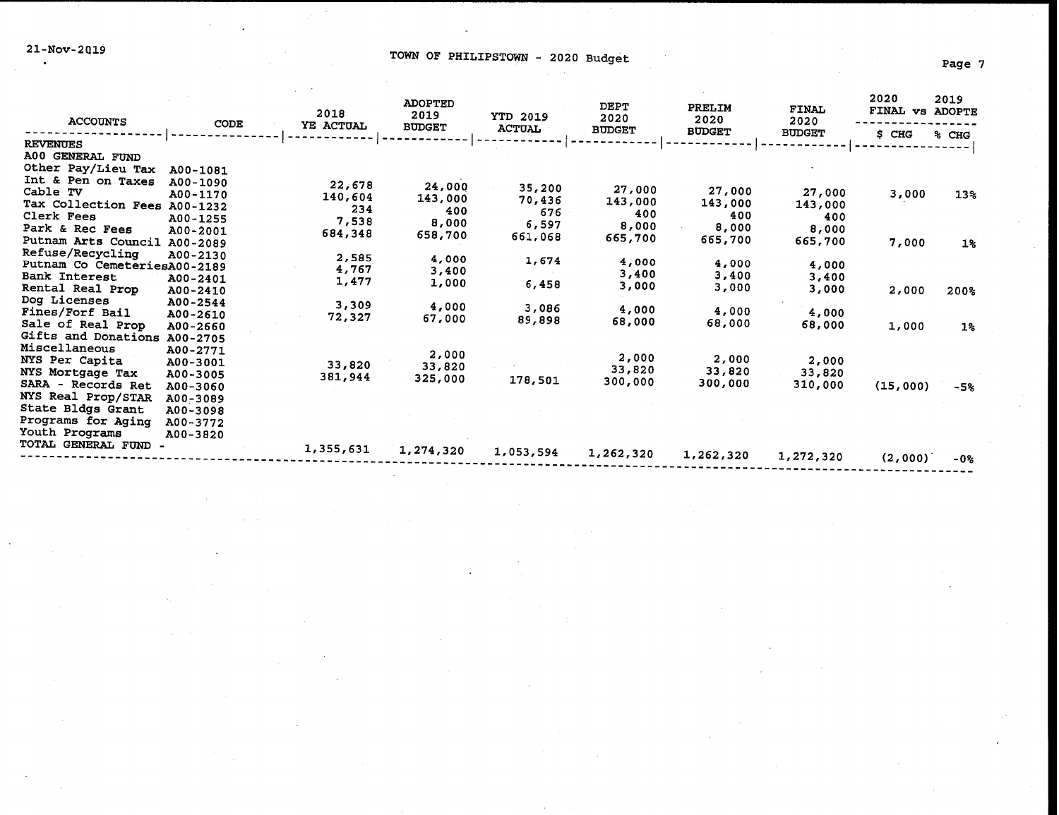21-Nov-2019

# TOWN OF PHILIPSTOWN - 2020 Budget

| ACCOUNTS | CODE | 2018 YE ACTUAL | ADOPTED 2019 BUDGET | YTD 2019 ACTUAL | DEPT 2020 BUDGET | PRELIM 2020 BUDGET | FINAL 2020 BUDGET | 2020 FINAL vs 2019 ADOPTE $ CHG | % CHG |
|---|---|---|---|---|---|---|---|---|---|
| **REVENUES** | | | | | | | | | |
| **A00 GENERAL FUND** | | | | | | | | | |
| Other Pay/Lieu Tax | A00-1081 | | | | | | | | |
| Int & Pen on Taxes | A00-1090 | 22,678 | 24,000 | 35,200 | 27,000 | 27,000 | 27,000 | 3,000 | 13% |
| Cable TV | A00-1170 | 140,604 | 143,000 | 70,436 | 143,000 | 143,000 | 143,000 | | |
| Tax Collection Fees | A00-1232 | 234 | 400 | 676 | 400 | 400 | 400 | | |
| Clerk Fees | A00-1255 | 7,538 | 8,000 | 6,597 | 8,000 | 8,000 | 8,000 | | |
| Park & Rec Fees | A00-2001 | 684,348 | 658,700 | 661,068 | 665,700 | 665,700 | 665,700 | 7,000 | 1% |
| Putnam Arts Council | A00-2089 | | | | | | | | |
| Refuse/Recycling | A00-2130 | 2,585 | 4,000 | 1,674 | 4,000 | 4,000 | 4,000 | | |
| Putnam Co Cemeteries | A00-2189 | 4,767 | 3,400 | | 3,400 | 3,400 | 3,400 | | |
| Bank Interest | A00-2401 | 1,477 | 1,000 | 6,458 | 3,000 | 3,000 | 3,000 | 2,000 | 200% |
| Rental Real Prop | A00-2410 | | | | | | | | |
| Dog Licenses | A00-2544 | 3,309 | 4,000 | 3,086 | 4,000 | 4,000 | 4,000 | | |
| Fines/Forf Bail | A00-2610 | 72,327 | 67,000 | 89,898 | 68,000 | 68,000 | 68,000 | 1,000 | 1% |
| Sale of Real Prop | A00-2660 | | | | | | | | |
| Gifts and Donations | A00-2705 | | | | | | | | |
| Miscellaneous | A00-2771 | | 2,000 | | 2,000 | 2,000 | 2,000 | | |
| NYS Per Capita | A00-3001 | 33,820 | 33,820 | | 33,820 | 33,820 | 33,820 | | |
| NYS Mortgage Tax | A00-3005 | 381,944 | 325,000 | 178,501 | 300,000 | 300,000 | 310,000 | (15,000) | -5% |
| SARA - Records Ret | A00-3060 | | | | | | | | |
| NYS Real Prop/STAR | A00-3089 | | | | | | | | |
| State Bldgs Grant | A00-3098 | | | | | | | | |
| Programs for Aging | A00-3772 | | | | | | | | |
| Youth Programs | A00-3820 | | | | | | | | |
| TOTAL GENERAL FUND - | | 1,355,631 | 1,274,320 | 1,053,594 | 1,262,320 | 1,262,320 | 1,272,320 | (2,000) | -0% |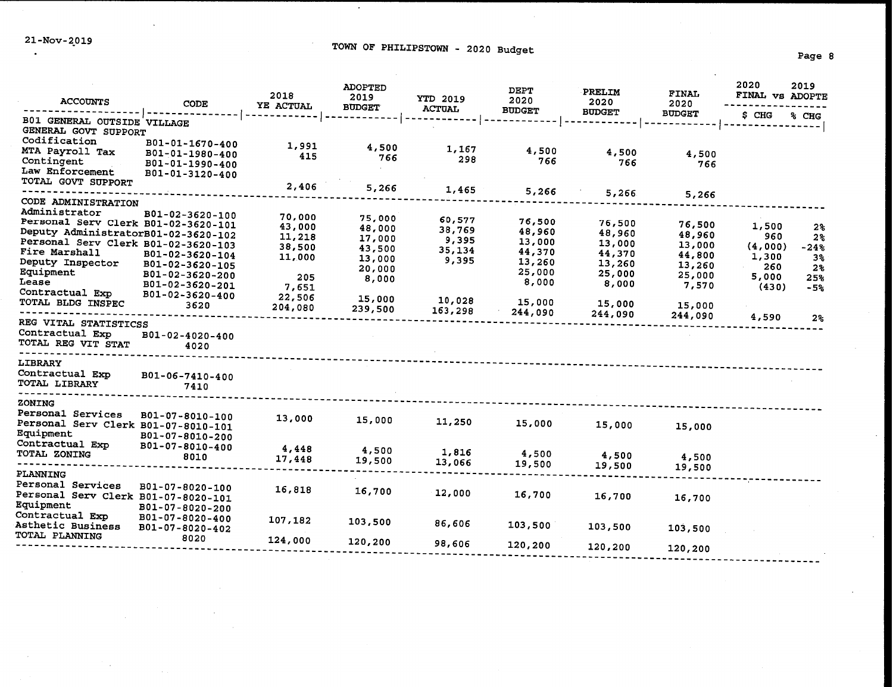| ACCOUNTS | CODE | 2018 YE ACTUAL | ADOPTED 2019 BUDGET | YTD 2019 ACTUAL | DEPT 2020 BUDGET | PRELIM 2020 BUDGET | FINAL 2020 BUDGET | 2020 FINAL vs 2019 ADOPTE $ CHG | % CHG |
|---|---|---|---|---|---|---|---|---|---|
| **B01 GENERAL OUTSIDE VILLAGE** | | | | | | | | | |
| **GENERAL GOVT SUPPORT** | | | | | | | | | |
| Codification | B01-01-1670-400 | 1,991 | 4,500 | 1,167 | 4,500 | 4,500 | 4,500 | | |
| MTA Payroll Tax | B01-01-1980-400 | 415 | 766 | 298 | 766 | 766 | 766 | | |
| Contingent | B01-01-1990-400 | | | | | | | | |
| Law Enforcement | B01-01-3120-400 | | | | | | | | |
| TOTAL GOVT SUPPORT | | 2,406 | 5,266 | 1,465 | 5,266 | 5,266 | 5,266 | | |
| **CODE ADMINISTRATION** | | | | | | | | | |
| Administrator | B01-02-3620-100 | 70,000 | 75,000 | 60,577 | 76,500 | 76,500 | 76,500 | 1,500 | 2% |
| Personal Serv Clerk | B01-02-3620-101 | 43,000 | 48,000 | 38,769 | 48,960 | 48,960 | 48,960 | 960 | 2% |
| Deputy Administrator | B01-02-3620-102 | 11,218 | 17,000 | 9,395 | 13,000 | 13,000 | 13,000 | (4,000) | -24% |
| Personal Serv Clerk | B01-02-3620-103 | 38,500 | 43,500 | 35,134 | 44,370 | 44,370 | 44,800 | 1,300 | 3% |
| Fire Marshall | B01-02-3620-104 | 11,000 | 13,000 | 9,395 | 13,260 | 13,260 | 13,260 | 260 | 2% |
| Deputy Inspector | B01-02-3620-105 | | 20,000 | | 25,000 | 25,000 | 25,000 | 5,000 | 25% |
| Equipment | B01-02-3620-200 | 205 | 8,000 | | 8,000 | 8,000 | 7,570 | (430) | -5% |
| Lease | B01-02-3620-201 | 7,651 | | | | | | | |
| Contractual Exp | B01-02-3620-400 | 22,506 | 15,000 | 10,028 | 15,000 | 15,000 | 15,000 | | |
| TOTAL BLDG INSPEC | 3620 | 204,080 | 239,500 | 163,298 | 244,090 | 244,090 | 244,090 | 4,590 | 2% |
| **REG VITAL STATISTICSS** | | | | | | | | | |
| Contractual Exp | B01-02-4020-400 | | | | | | | | |
| TOTAL REG VIT STAT | 4020 | | | | | | | | |
| **LIBRARY** | | | | | | | | | |
| Contractual Exp | B01-06-7410-400 | | | | | | | | |
| TOTAL LIBRARY | 7410 | | | | | | | | |
| **ZONING** | | | | | | | | | |
| Personal Services | B01-07-8010-100 | 13,000 | 15,000 | 11,250 | 15,000 | 15,000 | 15,000 | | |
| Personal Serv Clerk | B01-07-8010-101 | | | | | | | | |
| Equipment | B01-07-8010-200 | | | | | | | | |
| Contractual Exp | B01-07-8010-400 | 4,448 | 4,500 | 1,816 | 4,500 | 4,500 | 4,500 | | |
| TOTAL ZONING | 8010 | 17,448 | 19,500 | 13,066 | 19,500 | 19,500 | 19,500 | | |
| **PLANNING** | | | | | | | | | |
| Personal Services | B01-07-8020-100 | 16,818 | 16,700 | 12,000 | 16,700 | 16,700 | 16,700 | | |
| Personal Serv Clerk | B01-07-8020-101 | | | | | | | | |
| Equipment | B01-07-8020-200 | | | | | | | | |
| Contractual Exp | B01-07-8020-400 | 107,182 | 103,500 | 86,606 | 103,500 | 103,500 | 103,500 | | |
| Asthetic Business | B01-07-8020-402 | | | | | | | | |
| TOTAL PLANNING | 8020 | 124,000 | 120,200 | 98,606 | 120,200 | 120,200 | 120,200 | | |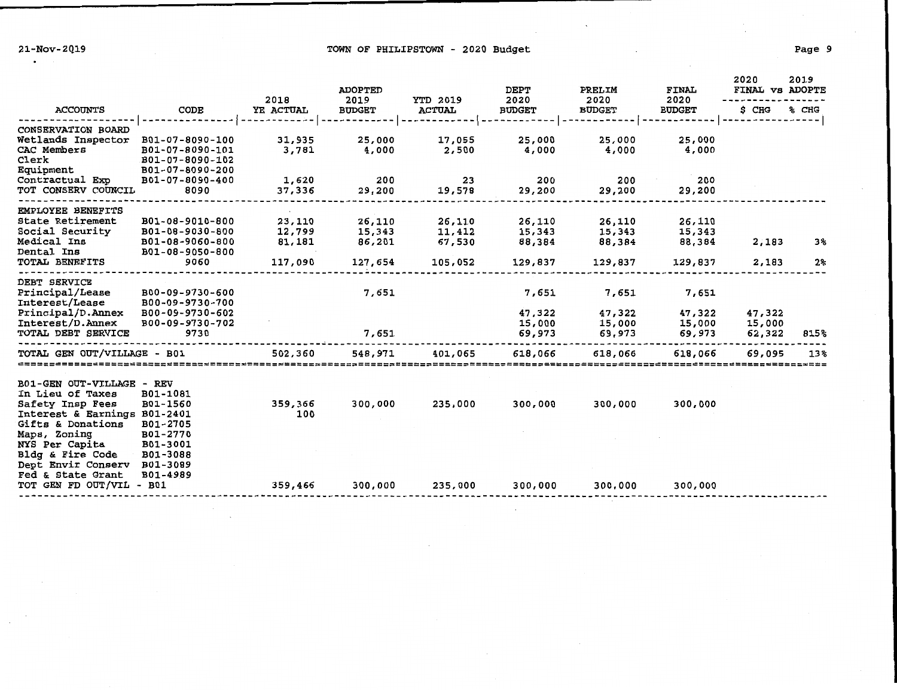| ACCOUNTS | CODE | 2018 YE ACTUAL | ADOPTED 2019 BUDGET | YTD 2019 ACTUAL | DEPT 2020 BUDGET | PRELIM 2020 BUDGET | FINAL 2020 BUDGET | 2020 FINAL vs 2019 ADOPTE $ CHG | % CHG |
|---|---|---|---|---|---|---|---|---|---|
| CONSERVATION BOARD | | | | | | | | | |
| Wetlands Inspector | B01-07-8090-100 | 31,935 | 25,000 | 17,055 | 25,000 | 25,000 | 25,000 | | |
| CAC Members | B01-07-8090-101 | 3,781 | 4,000 | 2,500 | 4,000 | 4,000 | 4,000 | | |
| Clerk | B01-07-8090-102 | | | | | | | | |
| Equipment | B01-07-8090-200 | | | | | | | | |
| Contractual Exp | B01-07-8090-400 | 1,620 | 200 | 23 | 200 | 200 | 200 | | |
| TOT CONSERV COUNCIL | 8090 | 37,336 | 29,200 | 19,578 | 29,200 | 29,200 | 29,200 | | |
| EMPLOYEE BENEFITS | | | | | | | | | |
| State Retirement | B01-08-9010-800 | 23,110 | 26,110 | 26,110 | 26,110 | 26,110 | 26,110 | | |
| Social Security | B01-08-9030-800 | 12,799 | 15,343 | 11,412 | 15,343 | 15,343 | 15,343 | | |
| Medical Ins | B01-08-9060-800 | 81,181 | 86,201 | 67,530 | 88,384 | 88,384 | 88,384 | 2,183 | 3% |
| Dental Ins | B01-08-9050-800 | | | | | | | | |
| TOTAL BENEFITS | 9060 | 117,090 | 127,654 | 105,052 | 129,837 | 129,837 | 129,837 | 2,183 | 2% |
| DEBT SERVICE | | | | | | | | | |
| Principal/Lease | B00-09-9730-600 | | 7,651 | | 7,651 | 7,651 | 7,651 | | |
| Interest/Lease | B00-09-9730-700 | | | | | | | | |
| Principal/D.Annex | B00-09-9730-602 | | | | 47,322 | 47,322 | 47,322 | 47,322 | |
| Interest/D.Annex | B00-09-9730-702 | | | | 15,000 | 15,000 | 15,000 | 15,000 | |
| TOTAL DEBT SERVICE | 9730 | | 7,651 | | 69,973 | 69,973 | 69,973 | 62,322 | 815% |
| TOTAL GEN OUT/VILLAGE - B01 | | 502,360 | 548,971 | 401,065 | 618,066 | 618,066 | 618,066 | 69,095 | 13% |
| B01-GEN OUT-VILLAGE - REV | | | | | | | | | |
| In Lieu of Taxes | B01-1081 | | | | | | | | |
| Safety Insp Fees | B01-1560 | 359,366 | 300,000 | 235,000 | 300,000 | 300,000 | 300,000 | | |
| Interest & Earnings | B01-2401 | 100 | | | | | | | |
| Gifts & Donations | B01-2705 | | | | | | | | |
| Maps, Zoning | B01-2770 | | | | | | | | |
| NYS Per Capita | B01-3001 | | | | | | | | |
| Bldg & Fire Code | B01-3088 | | | | | | | | |
| Dept Envir Conserv | B01-3089 | | | | | | | | |
| Fed & State Grant | B01-4989 | | | | | | | | |
| TOT GEN FD OUT/VIL - B01 | | 359,466 | 300,000 | 235,000 | 300,000 | 300,000 | 300,000 | | |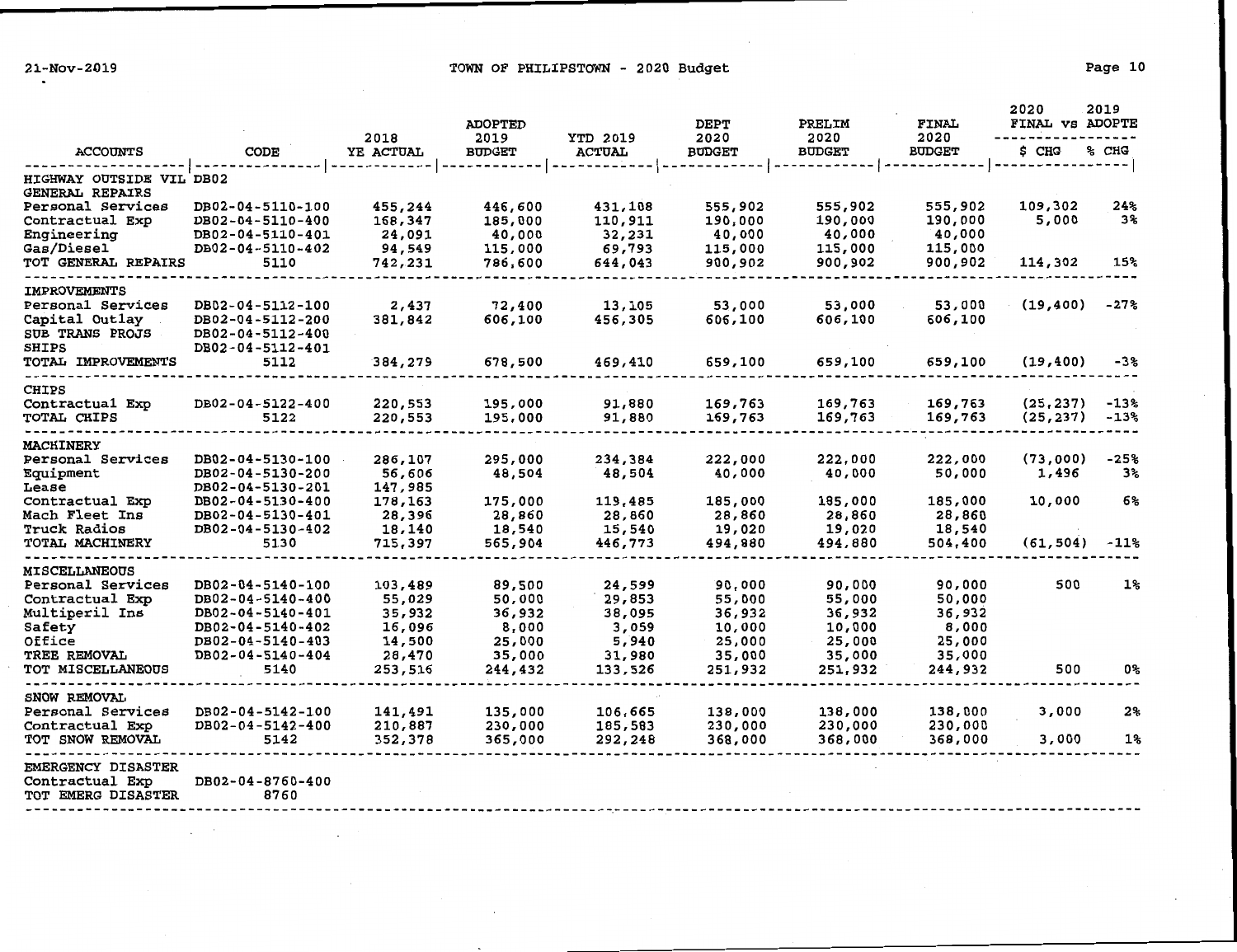TOWN OF PHILIPSTOWN - 2020 Budget

| ACCOUNTS | CODE | 2018 YE ACTUAL | ADOPTED 2019 BUDGET | YTD 2019 ACTUAL | DEPT 2020 BUDGET | PRELIM 2020 BUDGET | FINAL 2020 BUDGET | 2020 FINAL vs 2019 ADOPTE $ CHG | % CHG |
|---|---|---|---|---|---|---|---|---|---|
| HIGHWAY OUTSIDE VIL | DB02 | | | | | | | | |
| GENERAL REPAIRS | | | | | | | | | |
| Personal Services | DB02-04-5110-100 | 455,244 | 446,600 | 431,108 | 555,902 | 555,902 | 555,902 | 109,302 | 24% |
| Contractual Exp | DB02-04-5110-400 | 168,347 | 185,000 | 110,911 | 190,000 | 190,000 | 190,000 | 5,000 | 3% |
| Engineering | DB02-04-5110-401 | 24,091 | 40,000 | 32,231 | 40,000 | 40,000 | 40,000 | | |
| Gas/Diesel | DB02-04-5110-402 | 94,549 | 115,000 | 69,793 | 115,000 | 115,000 | 115,000 | | |
| TOT GENERAL REPAIRS | 5110 | 742,231 | 786,600 | 644,043 | 900,902 | 900,902 | 900,902 | 114,302 | 15% |
| IMPROVEMENTS | | | | | | | | | |
| Personal Services | DB02-04-5112-100 | 2,437 | 72,400 | 13,105 | 53,000 | 53,000 | 53,000 | (19,400) | -27% |
| Capital Outlay | DB02-04-5112-200 | 381,842 | 606,100 | 456,305 | 606,100 | 606,100 | 606,100 | | |
| SUB TRANS PROJS | DB02-04-5112-400 | | | | | | | | |
| SHIPS | DB02-04-5112-401 | | | | | | | | |
| TOTAL IMPROVEMENTS | 5112 | 384,279 | 678,500 | 469,410 | 659,100 | 659,100 | 659,100 | (19,400) | -3% |
| CHIPS | | | | | | | | | |
| Contractual Exp | DB02-04-5122-400 | 220,553 | 195,000 | 91,880 | 169,763 | 169,763 | 169,763 | (25,237) | -13% |
| TOTAL CHIPS | 5122 | 220,553 | 195,000 | 91,880 | 169,763 | 169,763 | 169,763 | (25,237) | -13% |
| MACHINERY | | | | | | | | | |
| Personal Services | DB02-04-5130-100 | 286,107 | 295,000 | 234,384 | 222,000 | 222,000 | 222,000 | (73,000) | -25% |
| Equipment | DB02-04-5130-200 | 56,606 | 48,504 | 48,504 | 40,000 | 40,000 | 50,000 | 1,496 | 3% |
| Lease | DB02-04-5130-201 | 147,985 | | | | | | | |
| Contractual Exp | DB02-04-5130-400 | 178,163 | 175,000 | 119,485 | 185,000 | 185,000 | 185,000 | 10,000 | 6% |
| Mach Fleet Ins | DB02-04-5130-401 | 28,396 | 28,860 | 28,860 | 28,860 | 28,860 | 28,860 | | |
| Truck Radios | DB02-04-5130-402 | 18,140 | 18,540 | 15,540 | 19,020 | 19,020 | 18,540 | | |
| TOTAL MACHINERY | 5130 | 715,397 | 565,904 | 446,773 | 494,880 | 494,880 | 504,400 | (61,504) | -11% |
| MISCELLANEOUS | | | | | | | | | |
| Personal Services | DB02-04-5140-100 | 103,489 | 89,500 | 24,599 | 90,000 | 90,000 | 90,000 | 500 | 1% |
| Contractual Exp | DB02-04-5140-400 | 55,029 | 50,000 | 29,853 | 55,000 | 55,000 | 50,000 | | |
| Multiperil Ins | DB02-04-5140-401 | 35,932 | 36,932 | 38,095 | 36,932 | 36,932 | 36,932 | | |
| Safety | DB02-04-5140-402 | 16,096 | 8,000 | 3,059 | 10,000 | 10,000 | 8,000 | | |
| Office | DB02-04-5140-403 | 14,500 | 25,000 | 5,940 | 25,000 | 25,000 | 25,000 | | |
| TREE REMOVAL | DB02-04-5140-404 | 28,470 | 35,000 | 31,980 | 35,000 | 35,000 | 35,000 | | |
| TOT MISCELLANEOUS | 5140 | 253,516 | 244,432 | 133,526 | 251,932 | 251,932 | 244,932 | 500 | 0% |
| SNOW REMOVAL | | | | | | | | | |
| Personal Services | DB02-04-5142-100 | 141,491 | 135,000 | 106,665 | 138,000 | 138,000 | 138,000 | 3,000 | 2% |
| Contractual Exp | DB02-04-5142-400 | 210,887 | 230,000 | 185,583 | 230,000 | 230,000 | 230,000 | | |
| TOT SNOW REMOVAL | 5142 | 352,378 | 365,000 | 292,248 | 368,000 | 368,000 | 368,000 | 3,000 | 1% |
| EMERGENCY DISASTER | | | | | | | | | |
| Contractual Exp | DB02-04-8760-400 | | | | | | | | |
| TOT EMERG DISASTER | 8760 | | | | | | | | |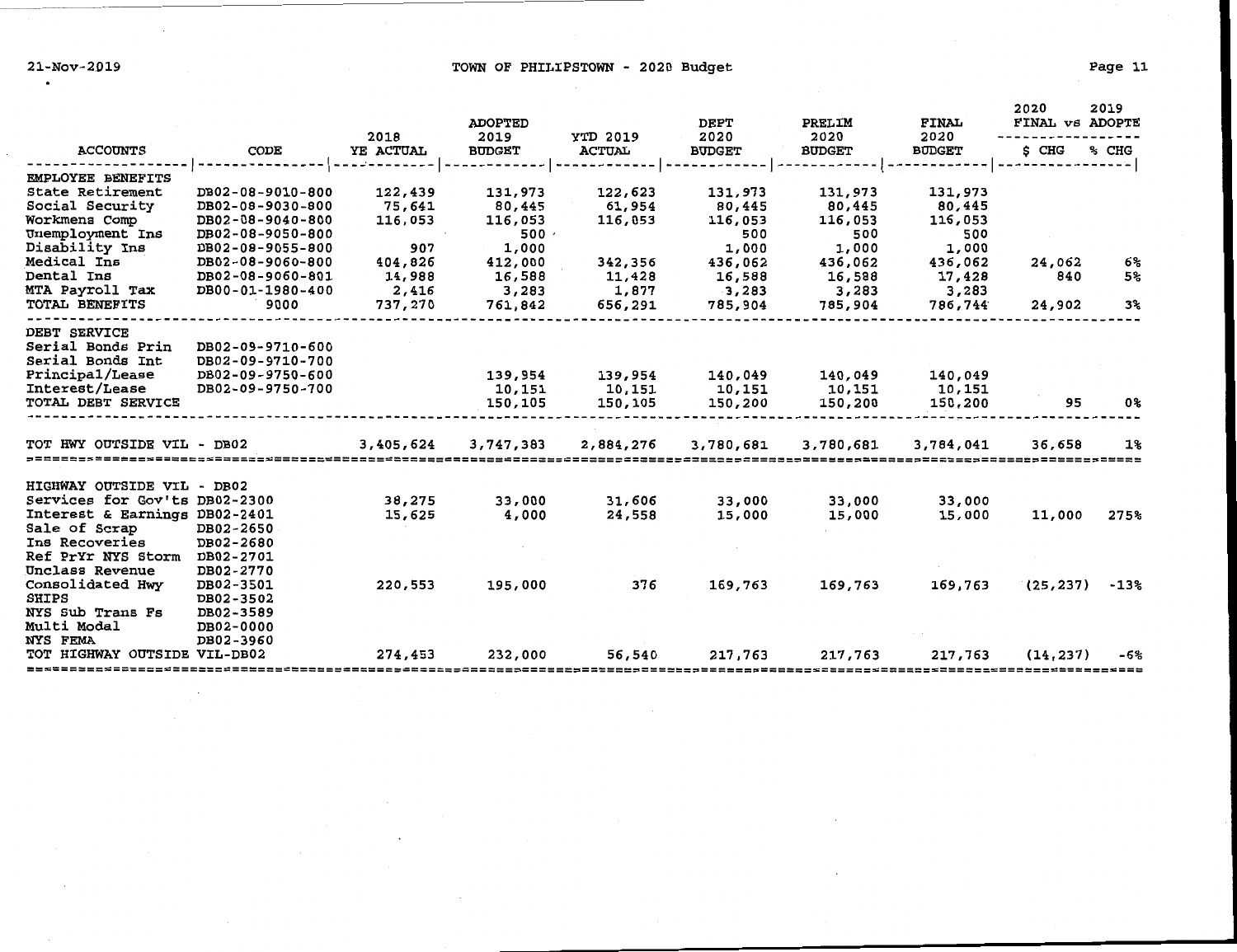21-Nov-2019 TOWN OF PHILIPSTOWN - 2020 Budget

| ACCOUNTS | CODE | 2018 YE ACTUAL | ADOPTED 2019 BUDGET | YTD 2019 ACTUAL | DEPT 2020 BUDGET | PRELIM 2020 BUDGET | FINAL 2020 BUDGET | 2020 FINAL vs 2019 ADOPTE $ CHG | % CHG |
|---|---|---|---|---|---|---|---|---|---|
| EMPLOYEE BENEFITS | | | | | | | | | |
| State Retirement | DB02-08-9010-800 | 122,439 | 131,973 | 122,623 | 131,973 | 131,973 | 131,973 | | |
| Social Security | DB02-08-9030-800 | 75,641 | 80,445 | 61,954 | 80,445 | 80,445 | 80,445 | | |
| Workmens Comp | DB02-08-9040-800 | 116,053 | 116,053 | 116,053 | 116,053 | 116,053 | 116,053 | | |
| Unemployment Ins | DB02-08-9050-800 | | 500 | | 500 | 500 | 500 | | |
| Disability Ins | DB02-08-9055-800 | 907 | 1,000 | | 1,000 | 1,000 | 1,000 | | |
| Medical Ins | DB02-08-9060-800 | 404,826 | 412,000 | 342,356 | 436,062 | 436,062 | 436,062 | 24,062 | 6% |
| Dental Ins | DB02-08-9060-801 | 14,988 | 16,588 | 11,428 | 16,588 | 16,588 | 17,428 | 840 | 5% |
| MTA Payroll Tax | DB00-01-1980-400 | 2,416 | 3,283 | 1,877 | 3,283 | 3,283 | 3,283 | | |
| TOTAL BENEFITS | 9000 | 737,270 | 761,842 | 656,291 | 785,904 | 785,904 | 786,744 | 24,902 | 3% |
| DEBT SERVICE | | | | | | | | | |
| Serial Bonds Prin | DB02-09-9710-600 | | | | | | | | |
| Serial Bonds Int | DB02-09-9710-700 | | | | | | | | |
| Principal/Lease | DB02-09-9750-600 | | 139,954 | 139,954 | 140,049 | 140,049 | 140,049 | | |
| Interest/Lease | DB02-09-9750-700 | | 10,151 | 10,151 | 10,151 | 10,151 | 10,151 | | |
| TOTAL DEBT SERVICE | | | 150,105 | 150,105 | 150,200 | 150,200 | 150,200 | 95 | 0% |
| TOT HWY OUTSIDE VIL - DB02 | | 3,405,624 | 3,747,383 | 2,884,276 | 3,780,681 | 3,780,681 | 3,784,041 | 36,658 | 1% |
| HIGHWAY OUTSIDE VIL - DB02 | | | | | | | | | |
| Services for Gov'ts | DB02-2300 | 38,275 | 33,000 | 31,606 | 33,000 | 33,000 | 33,000 | | |
| Interest & Earnings | DB02-2401 | 15,625 | 4,000 | 24,558 | 15,000 | 15,000 | 15,000 | 11,000 | 275% |
| Sale of Scrap | DB02-2650 | | | | | | | | |
| Ins Recoveries | DB02-2680 | | | | | | | | |
| Ref PrYr NYS Storm | DB02-2701 | | | | | | | | |
| Unclass Revenue | DB02-2770 | | | | | | | | |
| Consolidated Hwy | DB02-3501 | 220,553 | 195,000 | 376 | 169,763 | 169,763 | 169,763 | (25,237) | -13% |
| SHIPS | DB02-3502 | | | | | | | | |
| NYS Sub Trans Fs | DB02-3589 | | | | | | | | |
| Multi Modal | DB02-0000 | | | | | | | | |
| NYS FEMA | DB02-3960 | | | | | | | | |
| TOT HIGHWAY OUTSIDE VIL-DB02 | | 274,453 | 232,000 | 56,540 | 217,763 | 217,763 | 217,763 | (14,237) | -6% |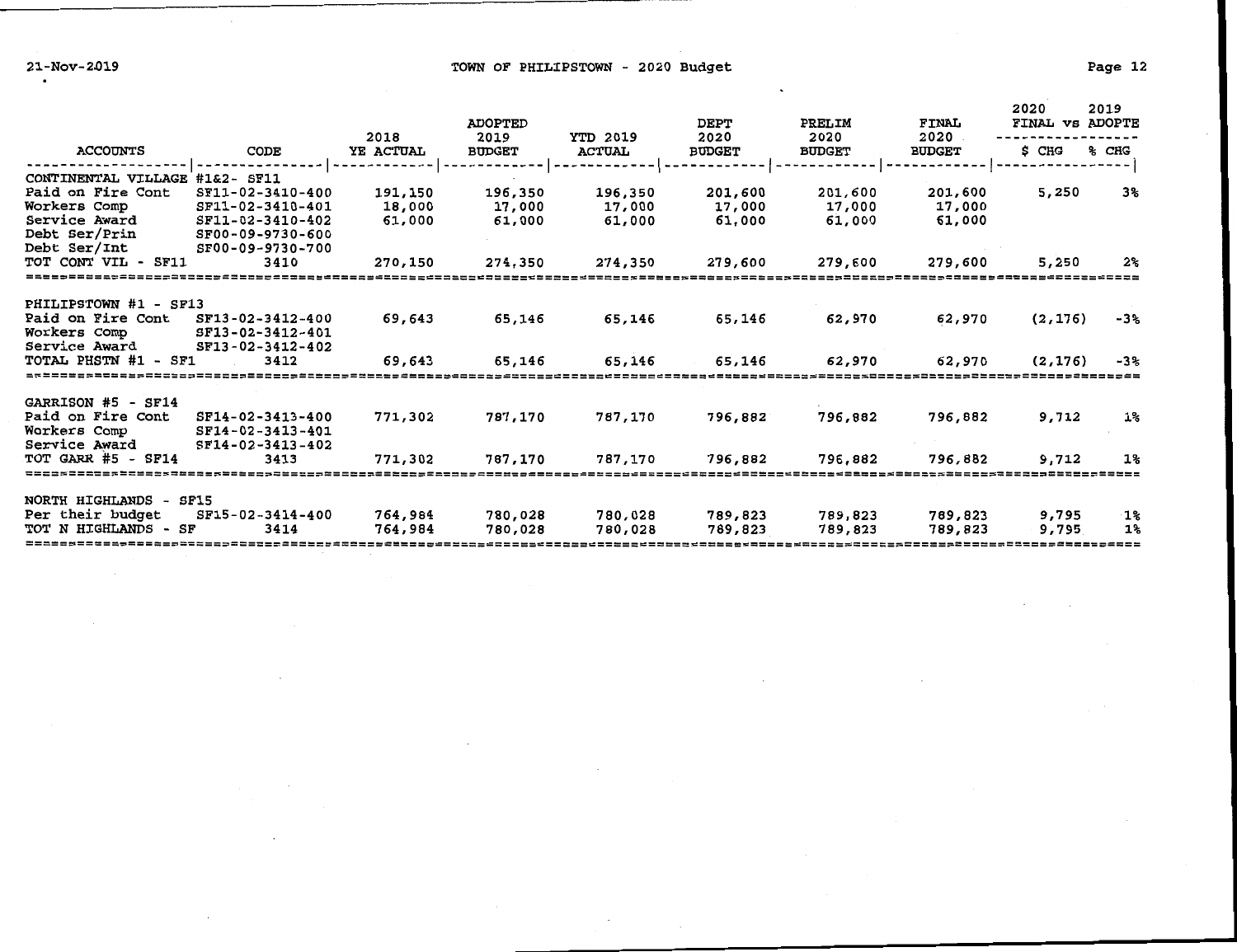| ACCOUNTS | CODE | 2018 YE ACTUAL | ADOPTED 2019 BUDGET | YTD 2019 ACTUAL | DEPT 2020 BUDGET | PRELIM 2020 BUDGET | FINAL 2020 BUDGET | 2020 FINAL vs 2019 ADOPTE $ CHG | % CHG |
|---|---|---|---|---|---|---|---|---|---|
| CONTINENTAL VILLAGE #1&2- SF11 | | | | | | | | | |
| Paid on Fire Cont | SF11-02-3410-400 | 191,150 | 196,350 | 196,350 | 201,600 | 201,600 | 201,600 | 5,250 | 3% |
| Workers Comp | SF11-02-3410-401 | 18,000 | 17,000 | 17,000 | 17,000 | 17,000 | 17,000 | | |
| Service Award | SF11-02-3410-402 | 61,000 | 61,000 | 61,000 | 61,000 | 61,000 | 61,000 | | |
| Debt Ser/Prin | SF00-09-9730-600 | | | | | | | | |
| Debt Ser/Int | SF00-09-9730-700 | | | | | | | | |
| TOT CONT VIL - SF11 | 3410 | 270,150 | 274,350 | 274,350 | 279,600 | 279,600 | 279,600 | 5,250 | 2% |
| PHILIPSTOWN #1 - SF13 | | | | | | | | | |
| Paid on Fire Cont | SF13-02-3412-400 | 69,643 | 65,146 | 65,146 | 65,146 | 62,970 | 62,970 | (2,176) | -3% |
| Workers Comp | SF13-02-3412-401 | | | | | | | | |
| Service Award | SF13-02-3412-402 | | | | | | | | |
| TOTAL PHSTN #1 - SF1 | 3412 | 69,643 | 65,146 | 65,146 | 65,146 | 62,970 | 62,970 | (2,176) | -3% |
| GARRISON #5 - SF14 | | | | | | | | | |
| Paid on Fire Cont | SF14-02-3413-400 | 771,302 | 787,170 | 787,170 | 796,882 | 796,882 | 796,882 | 9,712 | 1% |
| Workers Comp | SF14-02-3413-401 | | | | | | | | |
| Service Award | SF14-02-3413-402 | | | | | | | | |
| TOT GARR #5 - SF14 | 3413 | 771,302 | 787,170 | 787,170 | 796,882 | 796,882 | 796,882 | 9,712 | 1% |
| NORTH HIGHLANDS - SF15 | | | | | | | | | |
| Per their budget | SF15-02-3414-400 | 764,984 | 780,028 | 780,028 | 789,823 | 789,823 | 789,823 | 9,795 | 1% |
| TOT N HIGHLANDS - SF | 3414 | 764,984 | 780,028 | 780,028 | 789,823 | 789,823 | 789,823 | 9,795 | 1% |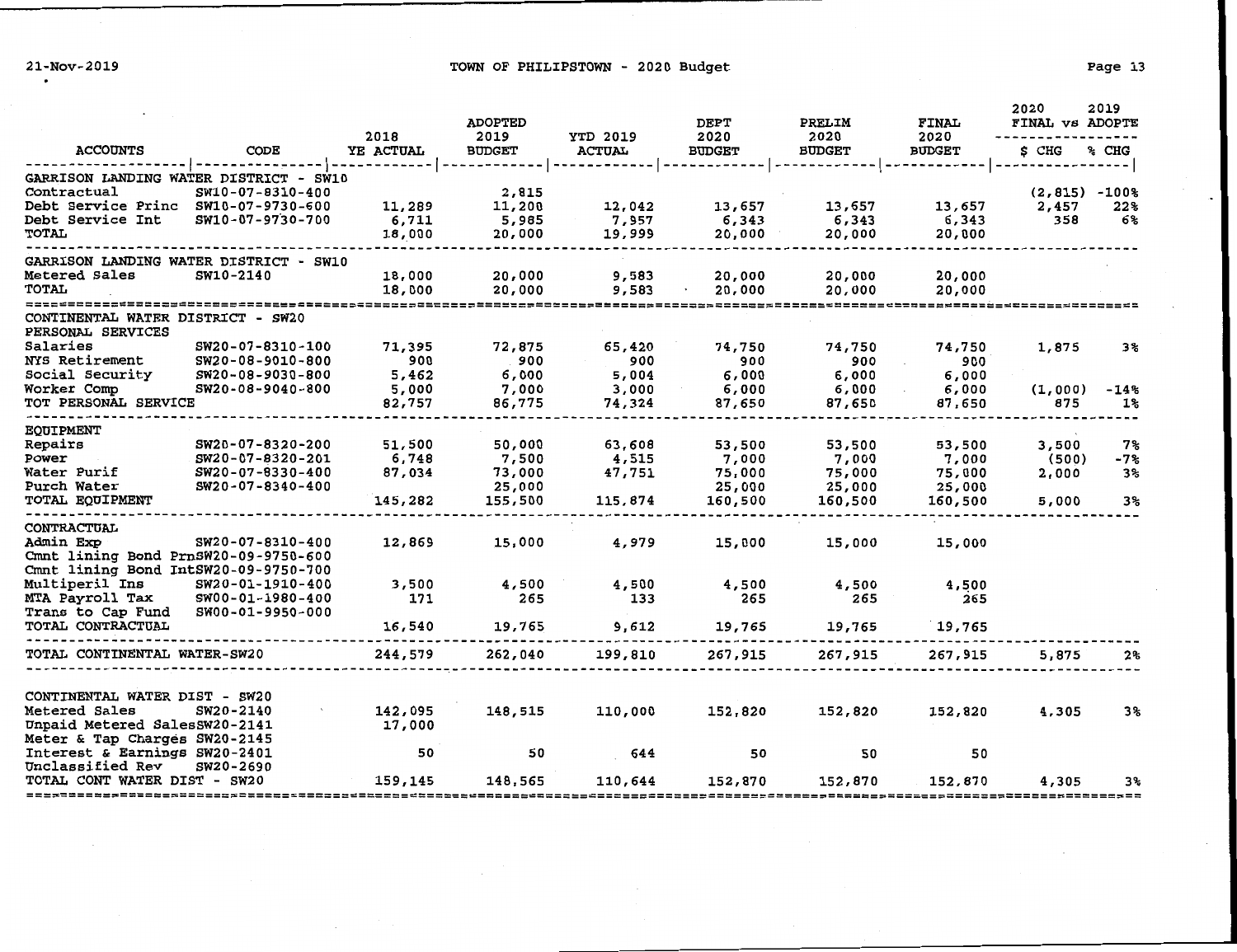| ACCOUNTS | CODE | 2018 YE ACTUAL | ADOPTED 2019 BUDGET | YTD 2019 ACTUAL | DEPT 2020 BUDGET | PRELIM 2020 BUDGET | FINAL 2020 BUDGET | 2020 FINAL vs 2019 ADOPTE $ CHG | % CHG |
|---|---|---|---|---|---|---|---|---|---|
| **GARRISON LANDING WATER DISTRICT - SW10** | | | | | | | | | |
| Contractual | SW10-07-8310-400 | | 2,815 | | | | | (2,815) | -100% |
| Debt Service Princ | SW10-07-9730-600 | 11,289 | 11,200 | 12,042 | 13,657 | 13,657 | 13,657 | 2,457 | 22% |
| Debt Service Int | SW10-07-9730-700 | 6,711 | 5,985 | 7,957 | 6,343 | 6,343 | 6,343 | 358 | 6% |
| TOTAL | | 18,000 | 20,000 | 19,999 | 20,000 | 20,000 | 20,000 | | |
| **GARRISON LANDING WATER DISTRICT - SW10** | | | | | | | | | |
| Metered Sales | SW10-2140 | 18,000 | 20,000 | 9,583 | 20,000 | 20,000 | 20,000 | | |
| TOTAL | | 18,000 | 20,000 | 9,583 | 20,000 | 20,000 | 20,000 | | |
| **CONTINENTAL WATER DISTRICT - SW20** | | | | | | | | | |
| PERSONAL SERVICES | | | | | | | | | |
| Salaries | SW20-07-8310-100 | 71,395 | 72,875 | 65,420 | 74,750 | 74,750 | 74,750 | 1,875 | 3% |
| NYS Retirement | SW20-08-9010-800 | 900 | 900 | 900 | 900 | 900 | 900 | | |
| Social Security | SW20-08-9030-800 | 5,462 | 6,000 | 5,004 | 6,000 | 6,000 | 6,000 | | |
| Worker Comp | SW20-08-9040-800 | 5,000 | 7,000 | 3,000 | 6,000 | 6,000 | 6,000 | (1,000) | -14% |
| TOT PERSONAL SERVICE | | 82,757 | 86,775 | 74,324 | 87,650 | 87,650 | 87,650 | 875 | 1% |
| EQUIPMENT | | | | | | | | | |
| Repairs | SW20-07-8320-200 | 51,500 | 50,000 | 63,608 | 53,500 | 53,500 | 53,500 | 3,500 | 7% |
| Power | SW20-07-8320-201 | 6,748 | 7,500 | 4,515 | 7,000 | 7,000 | 7,000 | (500) | -7% |
| Water Purif | SW20-07-8330-400 | 87,034 | 73,000 | 47,751 | 75,000 | 75,000 | 75,000 | 2,000 | 3% |
| Purch Water | SW20-07-8340-400 | | 25,000 | | 25,000 | 25,000 | 25,000 | | |
| TOTAL EQUIPMENT | | 145,282 | 155,500 | 115,874 | 160,500 | 160,500 | 160,500 | 5,000 | 3% |
| CONTRACTUAL | | | | | | | | | |
| Admin Exp | SW20-07-8310-400 | 12,869 | 15,000 | 4,979 | 15,000 | 15,000 | 15,000 | | |
| Cmnt lining Bond Prn | SW20-09-9750-600 | | | | | | | | |
| Cmnt lining Bond Int | SW20-09-9750-700 | | | | | | | | |
| Multiperil Ins | SW20-01-1910-400 | 3,500 | 4,500 | 4,500 | 4,500 | 4,500 | 4,500 | | |
| MTA Payroll Tax | SW00-01-1980-400 | 171 | 265 | 133 | 265 | 265 | 265 | | |
| Trans to Cap Fund | SW00-01-9950-000 | | | | | | | | |
| TOTAL CONTRACTUAL | | 16,540 | 19,765 | 9,612 | 19,765 | 19,765 | 19,765 | | |
| TOTAL CONTINENTAL WATER-SW20 | | 244,579 | 262,040 | 199,810 | 267,915 | 267,915 | 267,915 | 5,875 | 2% |
| **CONTINENTAL WATER DIST - SW20** | | | | | | | | | |
| Metered Sales | SW20-2140 | 142,095 | 148,515 | 110,000 | 152,820 | 152,820 | 152,820 | 4,305 | 3% |
| Unpaid Metered Sales | SW20-2141 | 17,000 | | | | | | | |
| Meter & Tap Charges | SW20-2145 | | | | | | | | |
| Interest & Earnings | SW20-2401 | 50 | 50 | 644 | 50 | 50 | 50 | | |
| Unclassified Rev | SW20-2690 | | | | | | | | |
| TOTAL CONT WATER DIST - SW20 | | 159,145 | 148,565 | 110,644 | 152,870 | 152,870 | 152,870 | 4,305 | 3% |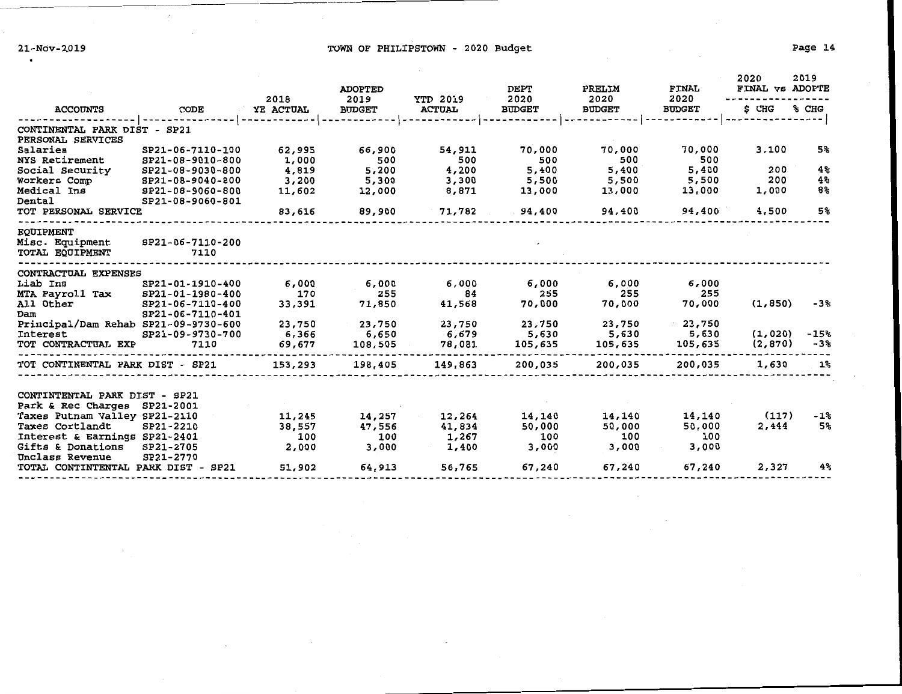# TOWN OF PHILIPSTOWN - 2020 Budget

21-Nov-2019

| ACCOUNTS | CODE | 2018 YE ACTUAL | ADOPTED 2019 BUDGET | YTD 2019 ACTUAL | DEPT 2020 BUDGET | PRELIM 2020 BUDGET | FINAL 2020 BUDGET | 2020 FINAL vs 2019 ADOPTE $ CHG | % CHG |
|---|---|---|---|---|---|---|---|---|---|
| CONTINENTAL PARK DIST - SP21 | | | | | | | | | |
| PERSONAL SERVICES | | | | | | | | | |
| Salaries | SP21-06-7110-100 | 62,995 | 66,900 | 54,911 | 70,000 | 70,000 | 70,000 | 3,100 | 5% |
| NYS Retirement | SP21-08-9010-800 | 1,000 | 500 | 500 | 500 | 500 | 500 | | |
| Social Security | SP21-08-9030-800 | 4,819 | 5,200 | 4,200 | 5,400 | 5,400 | 5,400 | 200 | 4% |
| Workers Comp | SP21-08-9040-800 | 3,200 | 5,300 | 3,300 | 5,500 | 5,500 | 5,500 | 200 | 4% |
| Medical Ins | SP21-08-9060-800 | 11,602 | 12,000 | 8,871 | 13,000 | 13,000 | 13,000 | 1,000 | 8% |
| Dental | SP21-08-9060-801 | | | | | | | | |
| TOT PERSONAL SERVICE | | 83,616 | 89,900 | 71,782 | 94,400 | 94,400 | 94,400 | 4,500 | 5% |
| EQUIPMENT | | | | | | | | | |
| Misc. Equipment | SP21-06-7110-200 | | | | | | | | |
| TOTAL EQUIPMENT | 7110 | | | | | | | | |
| CONTRACTUAL EXPENSES | | | | | | | | | |
| Liab Ins | SP21-01-1910-400 | 6,000 | 6,000 | 6,000 | 6,000 | 6,000 | 6,000 | | |
| MTA Payroll Tax | SP21-01-1980-400 | 170 | 255 | 84 | 255 | 255 | 255 | | |
| All Other | SP21-06-7110-400 | 33,391 | 71,850 | 41,568 | 70,000 | 70,000 | 70,000 | (1,850) | -3% |
| Dam | SP21-06-7110-401 | | | | | | | | |
| Principal/Dam Rehab | SP21-09-9730-600 | 23,750 | 23,750 | 23,750 | 23,750 | 23,750 | 23,750 | | |
| Interest | SP21-09-9730-700 | 6,366 | 6,650 | 6,679 | 5,630 | 5,630 | 5,630 | (1,020) | -15% |
| TOT CONTRACTUAL EXP | 7110 | 69,677 | 108,505 | 78,081 | 105,635 | 105,635 | 105,635 | (2,870) | -3% |
| TOT CONTINENTAL PARK DIST - SP21 | | 153,293 | 198,405 | 149,863 | 200,035 | 200,035 | 200,035 | 1,630 | 1% |
| CONTINTENTAL PARK DIST - SP21 | | | | | | | | | |
| Park & Rec Charges | SP21-2001 | | | | | | | | |
| Taxes Putnam Valley | SP21-2110 | 11,245 | 14,257 | 12,264 | 14,140 | 14,140 | 14,140 | (117) | -1% |
| Taxes Cortlandt | SP21-2210 | 38,557 | 47,556 | 41,834 | 50,000 | 50,000 | 50,000 | 2,444 | 5% |
| Interest & Earnings | SP21-2401 | 100 | 100 | 1,267 | 100 | 100 | 100 | | |
| Gifts & Donations | SP21-2705 | 2,000 | 3,000 | 1,400 | 3,000 | 3,000 | 3,000 | | |
| Unclass Revenue | SP21-2770 | | | | | | | | |
| TOTAL CONTINTENTAL PARK DIST - SP21 | | 51,902 | 64,913 | 56,765 | 67,240 | 67,240 | 67,240 | 2,327 | 4% |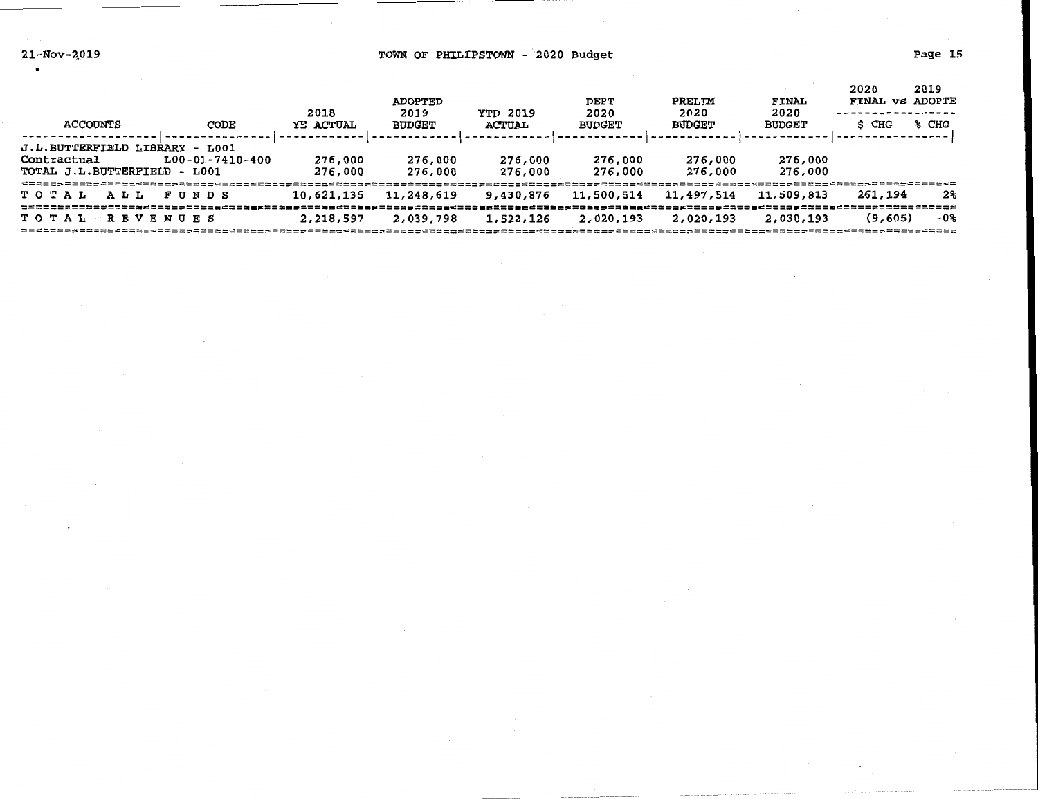| ACCOUNTS | CODE | 2018 YE ACTUAL | ADOPTED 2019 BUDGET | YTD 2019 ACTUAL | DEPT 2020 BUDGET | PRELIM 2020 BUDGET | FINAL 2020 BUDGET | 2020 FINAL vs 2019 ADOPTE $ CHG | % CHG |
|---|---|---|---|---|---|---|---|---|---|
| J.L.BUTTERFIELD LIBRARY - L001 | | | | | | | | | |
| Contractual | L00-01-7410-400 | 276,000 | 276,000 | 276,000 | 276,000 | 276,000 | 276,000 | | |
| TOTAL J.L.BUTTERFIELD - L001 | | 276,000 | 276,000 | 276,000 | 276,000 | 276,000 | 276,000 | | |
| T O T A L   A L L   F U N D S | | 10,621,135 | 11,248,619 | 9,430,876 | 11,500,514 | 11,497,514 | 11,509,813 | 261,194 | 2% |
| T O T A L   R E V E N U E S | | 2,218,597 | 2,039,798 | 1,522,126 | 2,020,193 | 2,020,193 | 2,030,193 | (9,605) | -0% |